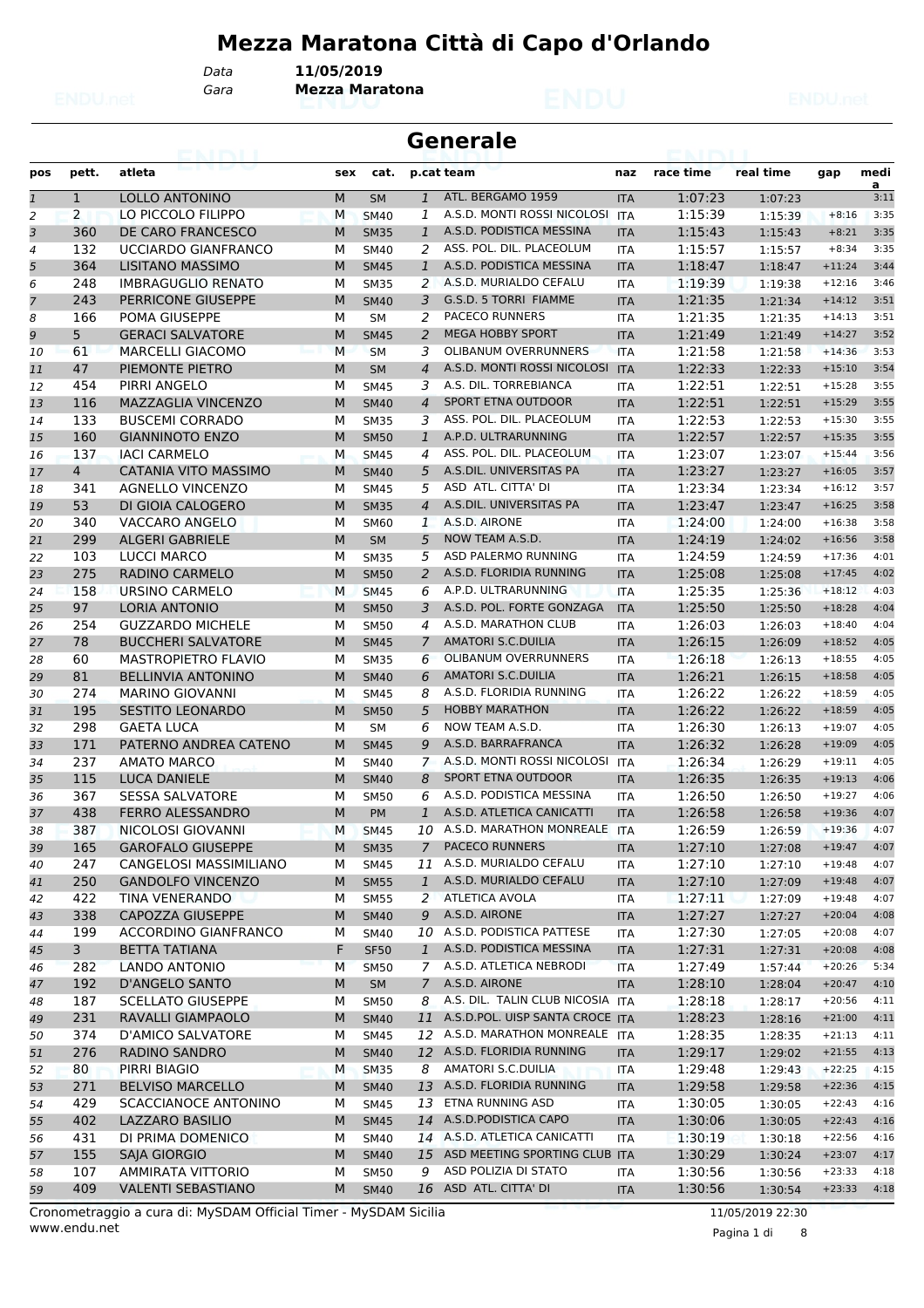# Mezza Maratona Città di Capo d'Orlando

Data **11/05/2019**

Gara **Mezza Maratona**

## Generale

| pos | pett. | atleta | sex | cat. | p.cat | team | naz | race time | real time | gap | media |
|---|---|---|---|---|---|---|---|---|---|---|---|
| 1 | 1 | LOLLO ANTONINO | M | SM | 1 | ATL. BERGAMO 1959 | ITA | 1:07:23 | 1:07:23 | | 3:11 |
| 2 | 2 | LO PICCOLO FILIPPO | M | SM40 | 1 | A.S.D. MONTI ROSSI NICOLOSI | ITA | 1:15:39 | 1:15:39 | +8:16 | 3:35 |
| 3 | 360 | DE CARO FRANCESCO | M | SM35 | 1 | A.S.D. PODISTICA MESSINA | ITA | 1:15:43 | 1:15:43 | +8:21 | 3:35 |
| 4 | 132 | UCCIARDO GIANFRANCO | M | SM40 | 2 | ASS. POL. DIL. PLACEOLUM | ITA | 1:15:57 | 1:15:57 | +8:34 | 3:35 |
| 5 | 364 | LISITANO MASSIMO | M | SM45 | 1 | A.S.D. PODISTICA MESSINA | ITA | 1:18:47 | 1:18:47 | +11:24 | 3:44 |
| 6 | 248 | IMBRAGUGLIO RENATO | M | SM35 | 2 | A.S.D. MURIALDO CEFALU | ITA | 1:19:39 | 1:19:38 | +12:16 | 3:46 |
| 7 | 243 | PERRICONE GIUSEPPE | M | SM40 | 3 | G.S.D. 5 TORRI FIAMME | ITA | 1:21:35 | 1:21:34 | +14:12 | 3:51 |
| 8 | 166 | POMA GIUSEPPE | M | SM | 2 | PACECO RUNNERS | ITA | 1:21:35 | 1:21:35 | +14:13 | 3:51 |
| 9 | 5 | GERACI SALVATORE | M | SM45 | 2 | MEGA HOBBY SPORT | ITA | 1:21:49 | 1:21:49 | +14:27 | 3:52 |
| 10 | 61 | MARCELLI GIACOMO | M | SM | 3 | OLIBANUM OVERRUNNERS | ITA | 1:21:58 | 1:21:58 | +14:36 | 3:53 |
| 11 | 47 | PIEMONTE PIETRO | M | SM | 4 | A.S.D. MONTI ROSSI NICOLOSI | ITA | 1:22:33 | 1:22:33 | +15:10 | 3:54 |
| 12 | 454 | PIRRI ANGELO | M | SM45 | 3 | A.S. DIL. TORREBIANCA | ITA | 1:22:51 | 1:22:51 | +15:28 | 3:55 |
| 13 | 116 | MAZZAGLIA VINCENZO | M | SM40 | 4 | SPORT ETNA OUTDOOR | ITA | 1:22:51 | 1:22:51 | +15:29 | 3:55 |
| 14 | 133 | BUSCEMI CORRADO | M | SM35 | 3 | ASS. POL. DIL. PLACEOLUM | ITA | 1:22:53 | 1:22:53 | +15:30 | 3:55 |
| 15 | 160 | GIANNINOTO ENZO | M | SM50 | 1 | A.P.D. ULTRARUNNING | ITA | 1:22:57 | 1:22:57 | +15:35 | 3:55 |
| 16 | 137 | IACI CARMELO | M | SM45 | 4 | ASS. POL. DIL. PLACEOLUM | ITA | 1:23:07 | 1:23:07 | +15:44 | 3:56 |
| 17 | 4 | CATANIA VITO MASSIMO | M | SM40 | 5 | A.S.DIL. UNIVERSITAS PA | ITA | 1:23:27 | 1:23:27 | +16:05 | 3:57 |
| 18 | 341 | AGNELLO VINCENZO | M | SM45 | 5 | ASD ATL. CITTA' DI | ITA | 1:23:34 | 1:23:34 | +16:12 | 3:57 |
| 19 | 53 | DI GIOIA CALOGERO | M | SM35 | 4 | A.S.DIL. UNIVERSITAS PA | ITA | 1:23:47 | 1:23:47 | +16:25 | 3:58 |
| 20 | 340 | VACCARO ANGELO | M | SM60 | 1 | A.S.D. AIRONE | ITA | 1:24:00 | 1:24:00 | +16:38 | 3:58 |
| 21 | 299 | ALGERI GABRIELE | M | SM | 5 | NOW TEAM A.S.D. | ITA | 1:24:19 | 1:24:02 | +16:56 | 3:58 |
| 22 | 103 | LUCCI MARCO | M | SM35 | 5 | ASD PALERMO RUNNING | ITA | 1:24:59 | 1:24:59 | +17:36 | 4:01 |
| 23 | 275 | RADINO CARMELO | M | SM50 | 2 | A.S.D. FLORIDIA RUNNING | ITA | 1:25:08 | 1:25:08 | +17:45 | 4:02 |
| 24 | 158 | URSINO CARMELO | M | SM45 | 6 | A.P.D. ULTRARUNNING | ITA | 1:25:35 | 1:25:36 | +18:12 | 4:03 |
| 25 | 97 | LORIA ANTONIO | M | SM50 | 3 | A.S.D. POL. FORTE GONZAGA | ITA | 1:25:50 | 1:25:50 | +18:28 | 4:04 |
| 26 | 254 | GUZZARDO MICHELE | M | SM50 | 4 | A.S.D. MARATHON CLUB | ITA | 1:26:03 | 1:26:03 | +18:40 | 4:04 |
| 27 | 78 | BUCCHERI SALVATORE | M | SM45 | 7 | AMATORI S.C.DUILIA | ITA | 1:26:15 | 1:26:09 | +18:52 | 4:05 |
| 28 | 60 | MASTROPIETRO FLAVIO | M | SM35 | 6 | OLIBANUM OVERRUNNERS | ITA | 1:26:18 | 1:26:13 | +18:55 | 4:05 |
| 29 | 81 | BELLINVIA ANTONINO | M | SM40 | 6 | AMATORI S.C.DUILIA | ITA | 1:26:21 | 1:26:15 | +18:58 | 4:05 |
| 30 | 274 | MARINO GIOVANNI | M | SM45 | 8 | A.S.D. FLORIDIA RUNNING | ITA | 1:26:22 | 1:26:22 | +18:59 | 4:05 |
| 31 | 195 | SESTITO LEONARDO | M | SM50 | 5 | HOBBY MARATHON | ITA | 1:26:22 | 1:26:22 | +18:59 | 4:05 |
| 32 | 298 | GAETA LUCA | M | SM | 6 | NOW TEAM A.S.D. | ITA | 1:26:30 | 1:26:13 | +19:07 | 4:05 |
| 33 | 171 | PATERNO ANDREA CATENO | M | SM45 | 9 | A.S.D. BARRAFRANCA | ITA | 1:26:32 | 1:26:28 | +19:09 | 4:05 |
| 34 | 237 | AMATO MARCO | M | SM40 | 7 | A.S.D. MONTI ROSSI NICOLOSI | ITA | 1:26:34 | 1:26:29 | +19:11 | 4:05 |
| 35 | 115 | LUCA DANIELE | M | SM40 | 8 | SPORT ETNA OUTDOOR | ITA | 1:26:35 | 1:26:35 | +19:13 | 4:06 |
| 36 | 367 | SESSA SALVATORE | M | SM50 | 6 | A.S.D. PODISTICA MESSINA | ITA | 1:26:50 | 1:26:50 | +19:27 | 4:06 |
| 37 | 438 | FERRO ALESSANDRO | M | PM | 1 | A.S.D. ATLETICA CANICATTI | ITA | 1:26:58 | 1:26:58 | +19:36 | 4:07 |
| 38 | 387 | NICOLOSI GIOVANNI | M | SM45 | 10 | A.S.D. MARATHON MONREALE | ITA | 1:26:59 | 1:26:59 | +19:36 | 4:07 |
| 39 | 165 | GAROFALO GIUSEPPE | M | SM35 | 7 | PACECO RUNNERS | ITA | 1:27:10 | 1:27:08 | +19:47 | 4:07 |
| 40 | 247 | CANGELOSI MASSIMILIANO | M | SM45 | 11 | A.S.D. MURIALDO CEFALU | ITA | 1:27:10 | 1:27:10 | +19:48 | 4:07 |
| 41 | 250 | GANDOLFO VINCENZO | M | SM55 | 1 | A.S.D. MURIALDO CEFALU | ITA | 1:27:10 | 1:27:09 | +19:48 | 4:07 |
| 42 | 422 | TINA VENERANDO | M | SM55 | 2 | ATLETICA AVOLA | ITA | 1:27:11 | 1:27:09 | +19:48 | 4:07 |
| 43 | 338 | CAPOZZA GIUSEPPE | M | SM40 | 9 | A.S.D. AIRONE | ITA | 1:27:27 | 1:27:27 | +20:04 | 4:08 |
| 44 | 199 | ACCORDINO GIANFRANCO | M | SM40 | 10 | A.S.D. PODISTICA PATTESE | ITA | 1:27:30 | 1:27:05 | +20:08 | 4:07 |
| 45 | 3 | BETTA TATIANA | F | SF50 | 1 | A.S.D. PODISTICA MESSINA | ITA | 1:27:31 | 1:27:31 | +20:08 | 4:08 |
| 46 | 282 | LANDO ANTONIO | M | SM50 | 7 | A.S.D. ATLETICA NEBRODI | ITA | 1:27:49 | 1:57:44 | +20:26 | 5:34 |
| 47 | 192 | D'ANGELO SANTO | M | SM | 7 | A.S.D. AIRONE | ITA | 1:28:10 | 1:28:04 | +20:47 | 4:10 |
| 48 | 187 | SCELLATO GIUSEPPE | M | SM50 | 8 | A.S. DIL. TALIN CLUB NICOSIA | ITA | 1:28:18 | 1:28:17 | +20:56 | 4:11 |
| 49 | 231 | RAVALLI GIAMPAOLO | M | SM40 | 11 | A.S.D.POL. UISP SANTA CROCE | ITA | 1:28:23 | 1:28:16 | +21:00 | 4:11 |
| 50 | 374 | D'AMICO SALVATORE | M | SM45 | 12 | A.S.D. MARATHON MONREALE | ITA | 1:28:35 | 1:28:35 | +21:13 | 4:11 |
| 51 | 276 | RADINO SANDRO | M | SM40 | 12 | A.S.D. FLORIDIA RUNNING | ITA | 1:29:17 | 1:29:02 | +21:55 | 4:13 |
| 52 | 80 | PIRRI BIAGIO | M | SM35 | 8 | AMATORI S.C.DUILIA | ITA | 1:29:48 | 1:29:43 | +22:25 | 4:15 |
| 53 | 271 | BELVISO MARCELLO | M | SM40 | 13 | A.S.D. FLORIDIA RUNNING | ITA | 1:29:58 | 1:29:58 | +22:36 | 4:15 |
| 54 | 429 | SCACCIANOCE ANTONINO | M | SM45 | 13 | ETNA RUNNING ASD | ITA | 1:30:05 | 1:30:05 | +22:43 | 4:16 |
| 55 | 402 | LAZZARO BASILIO | M | SM45 | 14 | A.S.D.PODISTICA CAPO | ITA | 1:30:06 | 1:30:05 | +22:43 | 4:16 |
| 56 | 431 | DI PRIMA DOMENICO | M | SM40 | 14 | A.S.D. ATLETICA CANICATTI | ITA | 1:30:19 | 1:30:18 | +22:56 | 4:16 |
| 57 | 155 | SAJA GIORGIO | M | SM40 | 15 | ASD MEETING SPORTING CLUB | ITA | 1:30:29 | 1:30:24 | +23:07 | 4:17 |
| 58 | 107 | AMMIRATA VITTORIO | M | SM50 | 9 | ASD POLIZIA DI STATO | ITA | 1:30:56 | 1:30:56 | +23:33 | 4:18 |
| 59 | 409 | VALENTI SEBASTIANO | M | SM40 | 16 | ASD ATL. CITTA' DI | ITA | 1:30:56 | 1:30:54 | +23:33 | 4:18 |

Cronometraggio a cura di: MySDAM Official Timer - MySDAM Sicilia 11/05/2019 22:30

www.endu.net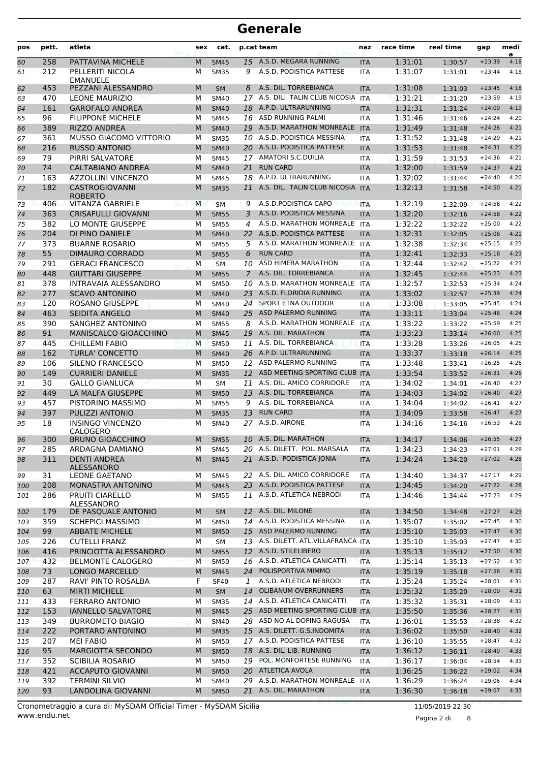# Generale

| pos | pett. | atleta | sex | cat. | p.cat | team | naz | race time | real time | gap | media |
|---|---|---|---|---|---|---|---|---|---|---|---|
| 60 | 258 | PATTAVINA MICHELE | M | SM45 | 15 | A.S.D. MEGARA RUNNING | ITA | 1:31:01 | 1:30:57 | +23:39 | 4:18 |
| 61 | 212 | PELLERITI NICOLA EMANUELE | M | SM35 | 9 | A.S.D. PODISTICA PATTESE | ITA | 1:31:07 | 1:31:01 | +23:44 | 4:18 |
| 62 | 453 | PEZZANI ALESSANDRO | M | SM | 8 | A.S. DIL. TORREBIANCA | ITA | 1:31:08 | 1:31:03 | +23:45 | 4:18 |
| 63 | 470 | LEONE MAURIZIO | M | SM40 | 17 | A.S. DIL. TALIN CLUB NICOSIA | ITA | 1:31:21 | 1:31:20 | +23:59 | 4:19 |
| 64 | 161 | GAROFALO ANDREA | M | SM40 | 18 | A.P.D. ULTRARUNNING | ITA | 1:31:31 | 1:31:24 | +24:09 | 4:19 |
| 65 | 96 | FILIPPONE MICHELE | M | SM45 | 16 | ASD RUNNING PALMI | ITA | 1:31:46 | 1:31:46 | +24:24 | 4:20 |
| 66 | 389 | RIZZO ANDREA | M | SM40 | 19 | A.S.D. MARATHON MONREALE | ITA | 1:31:49 | 1:31:48 | +24:26 | 4:21 |
| 67 | 361 | MUSSO GIACOMO VITTORIO | M | SM35 | 10 | A.S.D. PODISTICA MESSINA | ITA | 1:31:52 | 1:31:48 | +24:29 | 4:21 |
| 68 | 216 | RUSSO ANTONIO | M | SM40 | 20 | A.S.D. PODISTICA PATTESE | ITA | 1:31:53 | 1:31:48 | +24:31 | 4:21 |
| 69 | 79 | PIRRI SALVATORE | M | SM45 | 17 | AMATORI S.C.DUILIA | ITA | 1:31:59 | 1:31:53 | +24:36 | 4:21 |
| 70 | 74 | CALTABIANO ANDREA | M | SM40 | 21 | RUN CARD | ITA | 1:32:00 | 1:31:59 | +24:37 | 4:21 |
| 71 | 163 | AZZOLLINI VINCENZO | M | SM45 | 18 | A.P.D. ULTRARUNNING | ITA | 1:32:02 | 1:31:44 | +24:40 | 4:20 |
| 72 | 182 | CASTROGIOVANNI ROBERTO | M | SM35 | 11 | A.S. DIL. TALIN CLUB NICOSIA | ITA | 1:32:13 | 1:31:58 | +24:50 | 4:21 |
| 73 | 406 | VITANZA GABRIELE | M | SM | 9 | A.S.D.PODISTICA CAPO | ITA | 1:32:19 | 1:32:09 | +24:56 | 4:22 |
| 74 | 363 | CRISAFULLI GIOVANNI | M | SM55 | 3 | A.S.D. PODISTICA MESSINA | ITA | 1:32:20 | 1:32:16 | +24:58 | 4:22 |
| 75 | 382 | LO MONTE GIUSEPPE | M | SM55 | 4 | A.S.D. MARATHON MONREALE | ITA | 1:32:22 | 1:32:22 | +25:00 | 4:22 |
| 76 | 204 | DI PINO DANIELE | M | SM40 | 22 | A.S.D. PODISTICA PATTESE | ITA | 1:32:31 | 1:32:05 | +25:08 | 4:21 |
| 77 | 373 | BUARNE ROSARIO | M | SM55 | 5 | A.S.D. MARATHON MONREALE | ITA | 1:32:38 | 1:32:34 | +25:15 | 4:23 |
| 78 | 55 | DIMAURO CORRADO | M | SM55 | 6 | RUN CARD | ITA | 1:32:41 | 1:32:33 | +25:18 | 4:23 |
| 79 | 291 | GERACI FRANCESCO | M | SM | 10 | ASD HIMERA MARATHON | ITA | 1:32:44 | 1:32:42 | +25:22 | 4:23 |
| 80 | 448 | GIUTTARI GIUSEPPE | M | SM55 | 7 | A.S. DIL. TORREBIANCA | ITA | 1:32:45 | 1:32:44 | +25:23 | 4:23 |
| 81 | 378 | INTRAVAIA ALESSANDRO | M | SM50 | 10 | A.S.D. MARATHON MONREALE | ITA | 1:32:57 | 1:32:53 | +25:34 | 4:24 |
| 82 | 277 | SCAVO ANTONINO | M | SM40 | 23 | A.S.D. FLORIDIA RUNNING | ITA | 1:33:02 | 1:32:57 | +25:39 | 4:24 |
| 83 | 120 | ROSANO GIUSEPPE | M | SM40 | 24 | SPORT ETNA OUTDOOR | ITA | 1:33:08 | 1:33:05 | +25:45 | 4:24 |
| 84 | 463 | SEIDITA ANGELO | M | SM40 | 25 | ASD PALERMO RUNNING | ITA | 1:33:11 | 1:33:04 | +25:48 | 4:24 |
| 85 | 390 | SANGHEZ ANTONINO | M | SM55 | 8 | A.S.D. MARATHON MONREALE | ITA | 1:33:22 | 1:33:22 | +25:59 | 4:25 |
| 86 | 91 | MANISCALCO GIOACCHINO | M | SM45 | 19 | A.S. DIL. MARATHON | ITA | 1:33:23 | 1:33:14 | +26:00 | 4:25 |
| 87 | 445 | CHILLEMI FABIO | M | SM50 | 11 | A.S. DIL. TORREBIANCA | ITA | 1:33:28 | 1:33:26 | +26:05 | 4:25 |
| 88 | 162 | TURLA' CONCETTO | M | SM40 | 26 | A.P.D. ULTRARUNNING | ITA | 1:33:37 | 1:33:18 | +26:14 | 4:25 |
| 89 | 106 | SILENO FRANCESCO | M | SM50 | 12 | ASD PALERMO RUNNING | ITA | 1:33:48 | 1:33:41 | +26:25 | 4:26 |
| 90 | 149 | CURRIERI DANIELE | M | SM35 | 12 | ASD MEETING SPORTING CLUB | ITA | 1:33:54 | 1:33:52 | +26:31 | 4:26 |
| 91 | 30 | GALLO GIANLUCA | M | SM | 11 | A.S. DIL. AMICO CORRIDORE | ITA | 1:34:02 | 1:34:01 | +26:40 | 4:27 |
| 92 | 449 | LA MALFA GIUSEPPE | M | SM50 | 13 | A.S. DIL. TORREBIANCA | ITA | 1:34:03 | 1:34:02 | +26:40 | 4:27 |
| 93 | 457 | PISTORINO MASSIMO | M | SM55 | 9 | A.S. DIL. TORREBIANCA | ITA | 1:34:04 | 1:34:02 | +26:41 | 4:27 |
| 94 | 397 | PULIZZI ANTONIO | M | SM35 | 13 | RUN CARD | ITA | 1:34:09 | 1:33:58 | +26:47 | 4:27 |
| 95 | 18 | INSINGO VINCENZO CALOGERO | M | SM40 | 27 | A.S.D. AIRONE | ITA | 1:34:16 | 1:34:16 | +26:53 | 4:28 |
| 96 | 300 | BRUNO GIOACCHINO | M | SM55 | 10 | A.S. DIL. MARATHON | ITA | 1:34:17 | 1:34:06 | +26:55 | 4:27 |
| 97 | 285 | ARDAGNA DAMIANO | M | SM45 | 20 | A.S. DILETT. POL. MARSALA | ITA | 1:34:23 | 1:34:23 | +27:01 | 4:28 |
| 98 | 311 | DENTI ANDREA ALESSANDRO | M | SM45 | 21 | A.S.D. PODISTICA JONIA | ITA | 1:34:24 | 1:34:20 | +27:02 | 4:28 |
| 99 | 31 | LEONE GAETANO | M | SM45 | 22 | A.S. DIL. AMICO CORRIDORE | ITA | 1:34:40 | 1:34:37 | +27:17 | 4:29 |
| 100 | 208 | MONASTRA ANTONINO | M | SM45 | 23 | A.S.D. PODISTICA PATTESE | ITA | 1:34:45 | 1:34:20 | +27:22 | 4:28 |
| 101 | 286 | PRUITI CIARELLO ALESSANDRO | M | SM55 | 11 | A.S.D. ATLETICA NEBRODI | ITA | 1:34:46 | 1:34:44 | +27:23 | 4:29 |
| 102 | 179 | DE PASQUALE ANTONIO | M | SM | 12 | A.S. DIL. MILONE | ITA | 1:34:50 | 1:34:48 | +27:27 | 4:29 |
| 103 | 359 | SCHEPICI MASSIMO | M | SM50 | 14 | A.S.D. PODISTICA MESSINA | ITA | 1:35:07 | 1:35:02 | +27:45 | 4:30 |
| 104 | 99 | ABBATE MICHELE | M | SM50 | 15 | ASD PALERMO RUNNING | ITA | 1:35:10 | 1:35:03 | +27:47 | 4:30 |
| 105 | 226 | CUTELLI FRANZ | M | SM | 13 | A.S. DILETT. ATL.VILLAFRANCA | ITA | 1:35:10 | 1:35:03 | +27:47 | 4:30 |
| 106 | 416 | PRINCIOTTA ALESSANDRO | M | SM55 | 12 | A.S.D. STILELIBERO | ITA | 1:35:13 | 1:35:12 | +27:50 | 4:30 |
| 107 | 432 | BELMONTE CALOGERO | M | SM50 | 16 | A.S.D. ATLETICA CANICATTI | ITA | 1:35:14 | 1:35:13 | +27:52 | 4:30 |
| 108 | 73 | LONGO MARCELLO | M | SM45 | 24 | POLISPORTIVA MIMMO | ITA | 1:35:19 | 1:35:18 | +27:56 | 4:31 |
| 109 | 287 | RAVI' PINTO ROSALBA | F | SF40 | 1 | A.S.D. ATLETICA NEBRODI | ITA | 1:35:24 | 1:35:24 | +28:01 | 4:31 |
| 110 | 63 | MIRTI MICHELE | M | SM | 14 | OLIBANUM OVERRUNNERS | ITA | 1:35:32 | 1:35:20 | +28:09 | 4:31 |
| 111 | 433 | FERRARO ANTONIO | M | SM35 | 14 | A.S.D. ATLETICA CANICATTI | ITA | 1:35:32 | 1:35:31 | +28:09 | 4:31 |
| 112 | 153 | IANNELLO SALVATORE | M | SM45 | 25 | ASD MEETING SPORTING CLUB | ITA | 1:35:50 | 1:35:36 | +28:27 | 4:31 |
| 113 | 349 | BURROMETO BIAGIO | M | SM40 | 28 | ASD NO AL DOPING RAGUSA | ITA | 1:36:01 | 1:35:53 | +28:38 | 4:32 |
| 114 | 222 | PORTARO ANTONINO | M | SM35 | 15 | A.S. DILETT. G.S.INDOMITA | ITA | 1:36:02 | 1:35:50 | +28:40 | 4:32 |
| 115 | 207 | MEI FABIO | M | SM50 | 17 | A.S.D. PODISTICA PATTESE | ITA | 1:36:10 | 1:35:55 | +28:47 | 4:32 |
| 116 | 95 | MARGIOTTA SECONDO | M | SM50 | 18 | A.S. DIL. LIB. RUNNING | ITA | 1:36:12 | 1:36:11 | +28:49 | 4:33 |
| 117 | 352 | SCIBILIA ROSARIO | M | SM50 | 19 | POL. MONFORTESE RUNNING | ITA | 1:36:17 | 1:36:04 | +28:54 | 4:33 |
| 118 | 421 | ACCAPUTO GIOVANNI | M | SM50 | 20 | ATLETICA AVOLA | ITA | 1:36:25 | 1:36:22 | +29:02 | 4:34 |
| 119 | 392 | TERMINI SILVIO | M | SM40 | 29 | A.S.D. MARATHON MONREALE | ITA | 1:36:29 | 1:36:24 | +29:06 | 4:34 |
| 120 | 93 | LANDOLINA GIOVANNI | M | SM50 | 21 | A.S. DIL. MARATHON | ITA | 1:36:30 | 1:36:18 | +29:07 | 4:33 |

Cronometraggio a cura di: MySDAM Official Timer - MySDAM Sicilia
www.endu.net

11/05/2019 22:30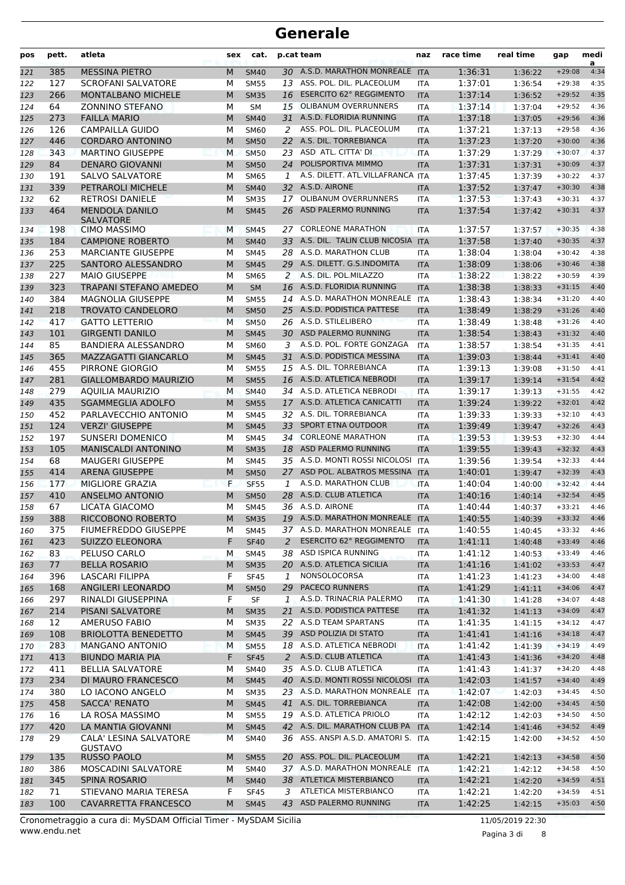# Generale

| pos | pett. | atleta | sex | cat. | p.cat | team | naz | race time | real time | gap | media |
|---|---|---|---|---|---|---|---|---|---|---|---|
| 121 | 385 | MESSINA PIETRO | M | SM40 | 30 | A.S.D. MARATHON MONREALE | ITA | 1:36:31 | 1:36:22 | +29:08 | 4:34 |
| 122 | 127 | SCROFANI SALVATORE | M | SM55 | 13 | ASS. POL. DIL. PLACEOLUM | ITA | 1:37:01 | 1:36:54 | +29:38 | 4:35 |
| 123 | 266 | MONTALBANO MICHELE | M | SM35 | 16 | ESERCITO 62° REGGIMENTO | ITA | 1:37:14 | 1:36:52 | +29:52 | 4:35 |
| 124 | 64 | ZONNINO STEFANO | M | SM | 15 | OLIBANUM OVERRUNNERS | ITA | 1:37:14 | 1:37:04 | +29:52 | 4:36 |
| 125 | 273 | FAILLA MARIO | M | SM40 | 31 | A.S.D. FLORIDIA RUNNING | ITA | 1:37:18 | 1:37:05 | +29:56 | 4:36 |
| 126 | 126 | CAMPAILLA GUIDO | M | SM60 | 2 | ASS. POL. DIL. PLACEOLUM | ITA | 1:37:21 | 1:37:13 | +29:58 | 4:36 |
| 127 | 446 | CORDARO ANTONINO | M | SM50 | 22 | A.S. DIL. TORREBIANCA | ITA | 1:37:23 | 1:37:20 | +30:00 | 4:36 |
| 128 | 343 | MARTINO GIUSEPPE | M | SM50 | 23 | ASD ATL. CITTA' DI | ITA | 1:37:29 | 1:37:29 | +30:07 | 4:37 |
| 129 | 84 | DENARO GIOVANNI | M | SM50 | 24 | POLISPORTIVA MIMMO | ITA | 1:37:31 | 1:37:31 | +30:09 | 4:37 |
| 130 | 191 | SALVO SALVATORE | M | SM65 | 1 | A.S. DILETT. ATL.VILLAFRANCA | ITA | 1:37:45 | 1:37:39 | +30:22 | 4:37 |
| 131 | 339 | PETRAROLI MICHELE | M | SM40 | 32 | A.S.D. AIRONE | ITA | 1:37:52 | 1:37:47 | +30:30 | 4:38 |
| 132 | 62 | RETROSI DANIELE | M | SM35 | 17 | OLIBANUM OVERRUNNERS | ITA | 1:37:53 | 1:37:43 | +30:31 | 4:37 |
| 133 | 464 | MENDOLA DANILO SALVATORE | M | SM45 | 26 | ASD PALERMO RUNNING | ITA | 1:37:54 | 1:37:42 | +30:31 | 4:37 |
| 134 | 198 | CIMO MASSIMO | M | SM45 | 27 | CORLEONE MARATHON | ITA | 1:37:57 | 1:37:57 | +30:35 | 4:38 |
| 135 | 184 | CAMPIONE ROBERTO | M | SM40 | 33 | A.S. DIL. TALIN CLUB NICOSIA | ITA | 1:37:58 | 1:37:40 | +30:35 | 4:37 |
| 136 | 253 | MARCIANTE GIUSEPPE | M | SM45 | 28 | A.S.D. MARATHON CLUB | ITA | 1:38:04 | 1:38:04 | +30:42 | 4:38 |
| 137 | 225 | SANTORO ALESSANDRO | M | SM45 | 29 | A.S. DILETT. G.S.INDOMITA | ITA | 1:38:09 | 1:38:06 | +30:46 | 4:38 |
| 138 | 227 | MAIO GIUSEPPE | M | SM65 | 2 | A.S. DIL. POL.MILAZZO | ITA | 1:38:22 | 1:38:22 | +30:59 | 4:39 |
| 139 | 323 | TRAPANI STEFANO AMEDEO | M | SM | 16 | A.S.D. FLORIDIA RUNNING | ITA | 1:38:38 | 1:38:33 | +31:15 | 4:40 |
| 140 | 384 | MAGNOLIA GIUSEPPE | M | SM55 | 14 | A.S.D. MARATHON MONREALE | ITA | 1:38:43 | 1:38:34 | +31:20 | 4:40 |
| 141 | 218 | TROVATO CANDELORO | M | SM50 | 25 | A.S.D. PODISTICA PATTESE | ITA | 1:38:49 | 1:38:29 | +31:26 | 4:40 |
| 142 | 417 | GATTO LETTERIO | M | SM50 | 26 | A.S.D. STILELIBERO | ITA | 1:38:49 | 1:38:48 | +31:26 | 4:40 |
| 143 | 101 | GIRGENTI DANILO | M | SM45 | 30 | ASD PALERMO RUNNING | ITA | 1:38:54 | 1:38:43 | +31:32 | 4:40 |
| 144 | 85 | BANDIERA ALESSANDRO | M | SM60 | 3 | A.S.D. POL. FORTE GONZAGA | ITA | 1:38:57 | 1:38:54 | +31:35 | 4:41 |
| 145 | 365 | MAZZAGATTI GIANCARLO | M | SM45 | 31 | A.S.D. PODISTICA MESSINA | ITA | 1:39:03 | 1:38:44 | +31:41 | 4:40 |
| 146 | 455 | PIRRONE GIORGIO | M | SM55 | 15 | A.S. DIL. TORREBIANCA | ITA | 1:39:13 | 1:39:08 | +31:50 | 4:41 |
| 147 | 281 | GIALLOMBARDO MAURIZIO | M | SM55 | 16 | A.S.D. ATLETICA NEBRODI | ITA | 1:39:17 | 1:39:14 | +31:54 | 4:42 |
| 148 | 279 | AQUILIA MAURIZIO | M | SM40 | 34 | A.S.D. ATLETICA NEBRODI | ITA | 1:39:17 | 1:39:13 | +31:55 | 4:42 |
| 149 | 435 | SGAMMEGLIA ADOLFO | M | SM55 | 17 | A.S.D. ATLETICA CANICATTI | ITA | 1:39:24 | 1:39:22 | +32:01 | 4:42 |
| 150 | 452 | PARLAVECCHIO ANTONIO | M | SM45 | 32 | A.S. DIL. TORREBIANCA | ITA | 1:39:33 | 1:39:33 | +32:10 | 4:43 |
| 151 | 124 | VERZI' GIUSEPPE | M | SM45 | 33 | SPORT ETNA OUTDOOR | ITA | 1:39:49 | 1:39:47 | +32:26 | 4:43 |
| 152 | 197 | SUNSERI DOMENICO | M | SM45 | 34 | CORLEONE MARATHON | ITA | 1:39:53 | 1:39:53 | +32:30 | 4:44 |
| 153 | 105 | MANISCALDI ANTONINO | M | SM35 | 18 | ASD PALERMO RUNNING | ITA | 1:39:55 | 1:39:43 | +32:32 | 4:43 |
| 154 | 68 | MAUGERI GIUSEPPE | M | SM45 | 35 | A.S.D. MONTI ROSSI NICOLOSI | ITA | 1:39:56 | 1:39:54 | +32:33 | 4:44 |
| 155 | 414 | ARENA GIUSEPPE | M | SM50 | 27 | ASD POL. ALBATROS MESSINA | ITA | 1:40:01 | 1:39:47 | +32:39 | 4:43 |
| 156 | 177 | MIGLIORE GRAZIA | F | SF55 | 1 | A.S.D. MARATHON CLUB | ITA | 1:40:04 | 1:40:00 | +32:42 | 4:44 |
| 157 | 410 | ANSELMO ANTONIO | M | SM50 | 28 | A.S.D. CLUB ATLETICA | ITA | 1:40:16 | 1:40:14 | +32:54 | 4:45 |
| 158 | 67 | LICATA GIACOMO | M | SM45 | 36 | A.S.D. AIRONE | ITA | 1:40:44 | 1:40:37 | +33:21 | 4:46 |
| 159 | 388 | RICCOBONO ROBERTO | M | SM35 | 19 | A.S.D. MARATHON MONREALE | ITA | 1:40:55 | 1:40:39 | +33:32 | 4:46 |
| 160 | 375 | FIUMEFREDDO GIUSEPPE | M | SM45 | 37 | A.S.D. MARATHON MONREALE | ITA | 1:40:55 | 1:40:45 | +33:32 | 4:46 |
| 161 | 423 | SUIZZO ELEONORA | F | SF40 | 2 | ESERCITO 62° REGGIMENTO | ITA | 1:41:11 | 1:40:48 | +33:49 | 4:46 |
| 162 | 83 | PELUSO CARLO | M | SM45 | 38 | ASD ISPICA RUNNING | ITA | 1:41:12 | 1:40:53 | +33:49 | 4:46 |
| 163 | 77 | BELLA ROSARIO | M | SM35 | 20 | A.S.D. ATLETICA SICILIA | ITA | 1:41:16 | 1:41:02 | +33:53 | 4:47 |
| 164 | 396 | LASCARI FILIPPA | F | SF45 | 1 | NONSOLOCORSA | ITA | 1:41:23 | 1:41:23 | +34:00 | 4:48 |
| 165 | 168 | ANGILERI LEONARDO | M | SM50 | 29 | PACECO RUNNERS | ITA | 1:41:29 | 1:41:11 | +34:06 | 4:47 |
| 166 | 297 | RINALDI GIUSEPPINA | F | SF | 1 | A.S.D. TRINACRIA PALERMO | ITA | 1:41:30 | 1:41:28 | +34:07 | 4:48 |
| 167 | 214 | PISANI SALVATORE | M | SM35 | 21 | A.S.D. PODISTICA PATTESE | ITA | 1:41:32 | 1:41:13 | +34:09 | 4:47 |
| 168 | 12 | AMERUSO FABIO | M | SM35 | 22 | A.S.D TEAM SPARTANS | ITA | 1:41:35 | 1:41:15 | +34:12 | 4:47 |
| 169 | 108 | BRIOLOTTA BENEDETTO | M | SM45 | 39 | ASD POLIZIA DI STATO | ITA | 1:41:41 | 1:41:16 | +34:18 | 4:47 |
| 170 | 283 | MANGANO ANTONIO | M | SM55 | 18 | A.S.D. ATLETICA NEBRODI | ITA | 1:41:42 | 1:41:39 | +34:19 | 4:49 |
| 171 | 413 | BIUNDO MARIA PIA | F | SF45 | 2 | A.S.D. CLUB ATLETICA | ITA | 1:41:43 | 1:41:36 | +34:20 | 4:48 |
| 172 | 411 | BELLIA SALVATORE | M | SM40 | 35 | A.S.D. CLUB ATLETICA | ITA | 1:41:43 | 1:41:37 | +34:20 | 4:48 |
| 173 | 234 | DI MAURO FRANCESCO | M | SM45 | 40 | A.S.D. MONTI ROSSI NICOLOSI | ITA | 1:42:03 | 1:41:57 | +34:40 | 4:49 |
| 174 | 380 | LO IACONO ANGELO | M | SM35 | 23 | A.S.D. MARATHON MONREALE | ITA | 1:42:07 | 1:42:03 | +34:45 | 4:50 |
| 175 | 458 | SACCA' RENATO | M | SM45 | 41 | A.S. DIL. TORREBIANCA | ITA | 1:42:08 | 1:42:00 | +34:45 | 4:50 |
| 176 | 16 | LA ROSA MASSIMO | M | SM55 | 19 | A.S.D. ATLETICA PRIOLO | ITA | 1:42:12 | 1:42:03 | +34:50 | 4:50 |
| 177 | 420 | LA MANTIA GIOVANNI | M | SM45 | 42 | A.S. DIL. MARATHON CLUB PA | ITA | 1:42:14 | 1:41:46 | +34:52 | 4:49 |
| 178 | 29 | CALA' LESINA SALVATORE GUSTAVO | M | SM40 | 36 | ASS. ANSPI A.S.D. AMATORI S. | ITA | 1:42:15 | 1:42:00 | +34:52 | 4:50 |
| 179 | 135 | RUSSO PAOLO | M | SM55 | 20 | ASS. POL. DIL. PLACEOLUM | ITA | 1:42:21 | 1:42:13 | +34:58 | 4:50 |
| 180 | 386 | MOSCADINI SALVATORE | M | SM40 | 37 | A.S.D. MARATHON MONREALE | ITA | 1:42:21 | 1:42:12 | +34:58 | 4:50 |
| 181 | 345 | SPINA ROSARIO | M | SM40 | 38 | ATLETICA MISTERBIANCO | ITA | 1:42:21 | 1:42:20 | +34:59 | 4:51 |
| 182 | 71 | STIEVANO MARIA TERESA | F | SF45 | 3 | ATLETICA MISTERBIANCO | ITA | 1:42:21 | 1:42:20 | +34:59 | 4:51 |
| 183 | 100 | CAVARRETTA FRANCESCO | M | SM45 | 43 | ASD PALERMO RUNNING | ITA | 1:42:25 | 1:42:15 | +35:03 | 4:50 |

Cronometraggio a cura di: MySDAM Official Timer - MySDAM Sicilia
www.endu.net
11/05/2019 22:30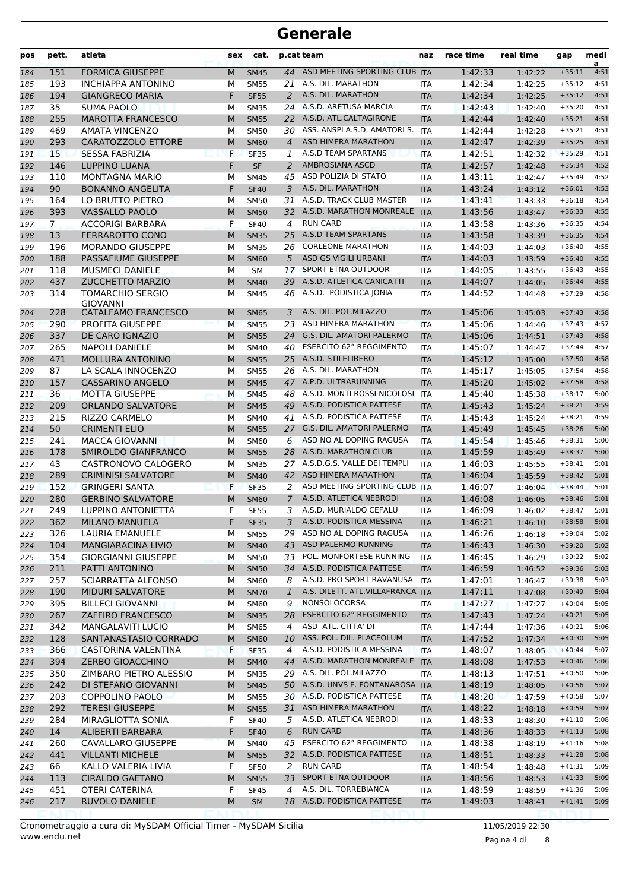# Generale

| pos | pett. | atleta | sex | cat. | p.cat | team | naz | race time | real time | gap | media |
|---|---|---|---|---|---|---|---|---|---|---|---|
| 184 | 151 | FORMICA GIUSEPPE | M | SM45 | 44 | ASD MEETING SPORTING CLUB | ITA | 1:42:33 | 1:42:22 | +35:11 | 4:51 |
| 185 | 193 | INCHIAPPA ANTONINO | M | SM55 | 21 | A.S. DIL. MARATHON | ITA | 1:42:34 | 1:42:25 | +35:12 | 4:51 |
| 186 | 194 | GIANGRECO MARIA | F | SF55 | 2 | A.S. DIL. MARATHON | ITA | 1:42:34 | 1:42:25 | +35:12 | 4:51 |
| 187 | 35 | SUMA PAOLO | M | SM35 | 24 | A.S.D. ARETUSA MARCIA | ITA | 1:42:43 | 1:42:40 | +35:20 | 4:51 |
| 188 | 255 | MAROTTA FRANCESCO | M | SM55 | 22 | A.S.D. ATL.CALTAGIRONE | ITA | 1:42:44 | 1:42:40 | +35:21 | 4:51 |
| 189 | 469 | AMATA VINCENZO | M | SM50 | 30 | ASS. ANSPI A.S.D. AMATORI S. | ITA | 1:42:44 | 1:42:28 | +35:21 | 4:51 |
| 190 | 293 | CARATOZZOLO ETTORE | M | SM60 | 4 | ASD HIMERA MARATHON | ITA | 1:42:47 | 1:42:39 | +35:25 | 4:51 |
| 191 | 15 | SESSA FABRIZIA | F | SF35 | 1 | A.S.D TEAM SPARTANS | ITA | 1:42:51 | 1:42:32 | +35:29 | 4:51 |
| 192 | 146 | LUPPINO LUANA | F | SF | 2 | AMBROSIANA ASCD | ITA | 1:42:57 | 1:42:48 | +35:34 | 4:52 |
| 193 | 110 | MONTAGNA MARIO | M | SM45 | 45 | ASD POLIZIA DI STATO | ITA | 1:43:11 | 1:42:47 | +35:49 | 4:52 |
| 194 | 90 | BONANNO ANGELITA | F | SF40 | 3 | A.S. DIL. MARATHON | ITA | 1:43:24 | 1:43:12 | +36:01 | 4:53 |
| 195 | 164 | LO BRUTTO PIETRO | M | SM50 | 31 | A.S.D. TRACK CLUB MASTER | ITA | 1:43:41 | 1:43:33 | +36:18 | 4:54 |
| 196 | 393 | VASSALLO PAOLO | M | SM50 | 32 | A.S.D. MARATHON MONREALE | ITA | 1:43:56 | 1:43:47 | +36:33 | 4:55 |
| 197 | 7 | ACCORIGI BARBARA | F | SF40 | 4 | RUN CARD | ITA | 1:43:58 | 1:43:36 | +36:35 | 4:54 |
| 198 | 13 | FERRAROTTO CONO | M | SM35 | 25 | A.S.D TEAM SPARTANS | ITA | 1:43:58 | 1:43:39 | +36:35 | 4:54 |
| 199 | 196 | MORANDO GIUSEPPE | M | SM35 | 26 | CORLEONE MARATHON | ITA | 1:44:03 | 1:44:03 | +36:40 | 4:55 |
| 200 | 188 | PASSAFIUME GIUSEPPE | M | SM60 | 5 | ASD GS VIGILI URBANI | ITA | 1:44:03 | 1:43:59 | +36:40 | 4:55 |
| 201 | 118 | MUSMECI DANIELE | M | SM | 17 | SPORT ETNA OUTDOOR | ITA | 1:44:05 | 1:43:55 | +36:43 | 4:55 |
| 202 | 437 | ZUCCHETTO MARZIO | M | SM40 | 39 | A.S.D. ATLETICA CANICATTI | ITA | 1:44:07 | 1:44:05 | +36:44 | 4:55 |
| 203 | 314 | TOMARCHIO SERGIO GIOVANNI | M | SM45 | 46 | A.S.D. PODISTICA JONIA | ITA | 1:44:52 | 1:44:48 | +37:29 | 4:58 |
| 204 | 228 | CATALFAMO FRANCESCO | M | SM65 | 3 | A.S. DIL. POL.MILAZZO | ITA | 1:45:06 | 1:45:03 | +37:43 | 4:58 |
| 205 | 290 | PROFITA GIUSEPPE | M | SM55 | 23 | ASD HIMERA MARATHON | ITA | 1:45:06 | 1:44:46 | +37:43 | 4:57 |
| 206 | 337 | DE CARO IGNAZIO | M | SM55 | 24 | G.S. DIL. AMATORI PALERMO | ITA | 1:45:06 | 1:44:51 | +37:43 | 4:58 |
| 207 | 265 | NAPOLI DANIELE | M | SM40 | 40 | ESERCITO 62° REGGIMENTO | ITA | 1:45:07 | 1:44:47 | +37:44 | 4:57 |
| 208 | 471 | MOLLURA ANTONINO | M | SM55 | 25 | A.S.D. STILELIBERO | ITA | 1:45:12 | 1:45:00 | +37:50 | 4:58 |
| 209 | 87 | LA SCALA INNOCENZO | M | SM55 | 26 | A.S. DIL. MARATHON | ITA | 1:45:17 | 1:45:05 | +37:54 | 4:58 |
| 210 | 157 | CASSARINO ANGELO | M | SM45 | 47 | A.P.D. ULTRARUNNING | ITA | 1:45:20 | 1:45:02 | +37:58 | 4:58 |
| 211 | 36 | MOTTA GIUSEPPE | M | SM45 | 48 | A.S.D. MONTI ROSSI NICOLOSI | ITA | 1:45:40 | 1:45:38 | +38:17 | 5:00 |
| 212 | 209 | ORLANDO SALVATORE | M | SM45 | 49 | A.S.D. PODISTICA PATTESE | ITA | 1:45:43 | 1:45:24 | +38:21 | 4:59 |
| 213 | 215 | RIZZO CARMELO | M | SM40 | 41 | A.S.D. PODISTICA PATTESE | ITA | 1:45:43 | 1:45:24 | +38:21 | 4:59 |
| 214 | 50 | CRIMENTI ELIO | M | SM55 | 27 | G.S. DIL. AMATORI PALERMO | ITA | 1:45:49 | 1:45:45 | +38:26 | 5:00 |
| 215 | 241 | MACCA GIOVANNI | M | SM60 | 6 | ASD NO AL DOPING RAGUSA | ITA | 1:45:54 | 1:45:46 | +38:31 | 5:00 |
| 216 | 178 | SMORIDO GIANFRANCO | M | SM55 | 28 | A.S.D. MARATHON CLUB | ITA | 1:45:59 | 1:45:49 | +38:37 | 5:00 |
| 217 | 43 | CASTRONOVO CALOGERO | M | SM35 | 27 | A.S.D.G.S. VALLE DEI TEMPLI | ITA | 1:46:03 | 1:45:55 | +38:41 | 5:01 |
| 218 | 289 | CRIMINISI SALVATORE | M | SM40 | 42 | ASD HIMERA MARATHON | ITA | 1:46:04 | 1:45:59 | +38:42 | 5:01 |
| 219 | 152 | GRINGERI SANTA | F | SF35 | 2 | ASD MEETING SPORTING CLUB | ITA | 1:46:07 | 1:46:04 | +38:44 | 5:01 |
| 220 | 280 | GERBINO SALVATORE | M | SM60 | 7 | A.S.D. ATLETICA NEBRODI | ITA | 1:46:08 | 1:46:05 | +38:46 | 5:01 |
| 221 | 249 | LUPPINO ANTONIETTA | F | SF55 | 3 | A.S.D. MURIALDO CEFALU | ITA | 1:46:09 | 1:46:02 | +38:47 | 5:01 |
| 222 | 362 | MILANO MANUELA | F | SF35 | 3 | A.S.D. PODISTICA MESSINA | ITA | 1:46:21 | 1:46:10 | +38:58 | 5:01 |
| 223 | 326 | LAURIA EMANUELE | M | SM55 | 29 | ASD NO AL DOPING RAGUSA | ITA | 1:46:26 | 1:46:18 | +39:04 | 5:02 |
| 224 | 104 | MANGIARACINA LIVIO | M | SM40 | 43 | ASD PALERMO RUNNING | ITA | 1:46:43 | 1:46:30 | +39:20 | 5:02 |
| 225 | 354 | GIORGIANNI GIUSEPPE | M | SM50 | 33 | POL. MONFORTESE RUNNING | ITA | 1:46:45 | 1:46:29 | +39:22 | 5:02 |
| 226 | 211 | PATTI ANTONINO | M | SM50 | 34 | A.S.D. PODISTICA PATTESE | ITA | 1:46:59 | 1:46:52 | +39:36 | 5:03 |
| 227 | 257 | SCIARRATTA ALFONSO | M | SM60 | 8 | A.S.D. PRO SPORT RAVANUSA | ITA | 1:47:01 | 1:46:47 | +39:38 | 5:03 |
| 228 | 190 | MIDURI SALVATORE | M | SM70 | 1 | A.S. DILETT. ATL.VILLAFRANCA | ITA | 1:47:11 | 1:47:08 | +39:49 | 5:04 |
| 229 | 395 | BILLECI GIOVANNI | M | SM60 | 9 | NONSOLOCORSA | ITA | 1:47:27 | 1:47:27 | +40:04 | 5:05 |
| 230 | 267 | ZAFFIRO FRANCESCO | M | SM35 | 28 | ESERCITO 62° REGGIMENTO | ITA | 1:47:43 | 1:47:24 | +40:21 | 5:05 |
| 231 | 342 | MANGALAVITI LUCIO | M | SM65 | 4 | ASD ATL. CITTA' DI | ITA | 1:47:44 | 1:47:36 | +40:21 | 5:06 |
| 232 | 128 | SANTANASTASIO CORRADO | M | SM60 | 10 | ASS. POL. DIL. PLACEOLUM | ITA | 1:47:52 | 1:47:34 | +40:30 | 5:05 |
| 233 | 366 | CASTORINA VALENTINA | F | SF35 | 4 | A.S.D. PODISTICA MESSINA | ITA | 1:48:07 | 1:48:05 | +40:44 | 5:07 |
| 234 | 394 | ZERBO GIOACCHINO | M | SM40 | 44 | A.S.D. MARATHON MONREALE | ITA | 1:48:08 | 1:47:53 | +40:46 | 5:06 |
| 235 | 350 | ZIMBARO PIETRO ALESSIO | M | SM35 | 29 | A.S. DIL. POL.MILAZZO | ITA | 1:48:13 | 1:47:51 | +40:50 | 5:06 |
| 236 | 242 | DI STEFANO GIOVANNI | M | SM45 | 50 | A.S.D. UNVS F. FONTANAROSA | ITA | 1:48:19 | 1:48:05 | +40:56 | 5:07 |
| 237 | 203 | COPPOLINO PAOLO | M | SM55 | 30 | A.S.D. PODISTICA PATTESE | ITA | 1:48:20 | 1:47:59 | +40:58 | 5:07 |
| 238 | 292 | TERESI GIUSEPPE | M | SM55 | 31 | ASD HIMERA MARATHON | ITA | 1:48:22 | 1:48:18 | +40:59 | 5:07 |
| 239 | 284 | MIRAGLIOTTA SONIA | F | SF40 | 5 | A.S.D. ATLETICA NEBRODI | ITA | 1:48:33 | 1:48:30 | +41:10 | 5:08 |
| 240 | 14 | ALIBERTI BARBARA | F | SF40 | 6 | RUN CARD | ITA | 1:48:36 | 1:48:33 | +41:13 | 5:08 |
| 241 | 260 | CAVALLARO GIUSEPPE | M | SM40 | 45 | ESERCITO 62° REGGIMENTO | ITA | 1:48:38 | 1:48:19 | +41:16 | 5:08 |
| 242 | 441 | VILLANTI MICHELE | M | SM55 | 32 | A.S.D. PODISTICA PATTESE | ITA | 1:48:51 | 1:48:33 | +41:28 | 5:08 |
| 243 | 66 | KALLO VALERIA LIVIA | F | SF50 | 2 | RUN CARD | ITA | 1:48:54 | 1:48:48 | +41:31 | 5:09 |
| 244 | 113 | CIRALDO GAETANO | M | SM55 | 33 | SPORT ETNA OUTDOOR | ITA | 1:48:56 | 1:48:53 | +41:33 | 5:09 |
| 245 | 451 | OTERI CATERINA | F | SF45 | 4 | A.S. DIL. TORREBIANCA | ITA | 1:48:59 | 1:48:59 | +41:36 | 5:09 |
| 246 | 217 | RUVOLO DANIELE | M | SM | 18 | A.S.D. PODISTICA PATTESE | ITA | 1:49:03 | 1:48:41 | +41:41 | 5:09 |

Cronometraggio a cura di: MySDAM Official Timer - MySDAM Sicilia
www.endu.net

11/05/2019 22:30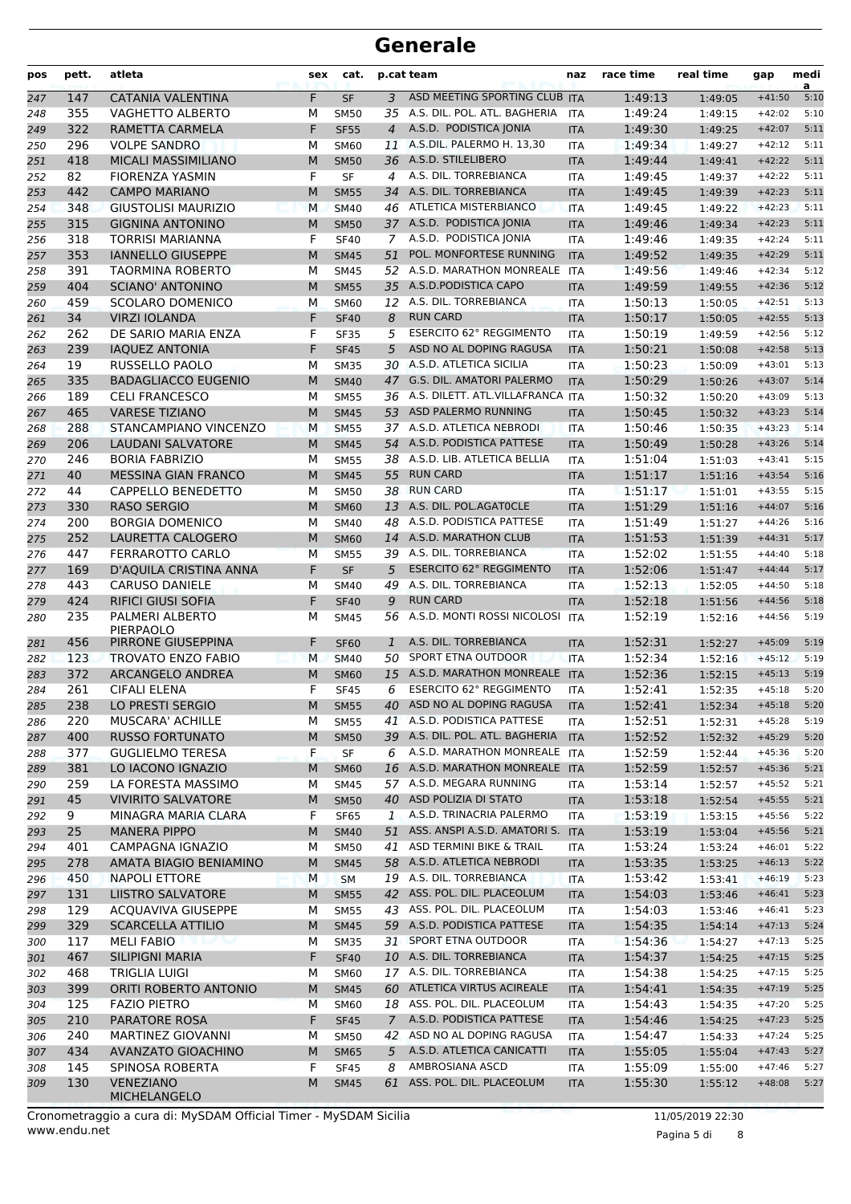# Generale

| pos | pett. | atleta | sex | cat. | p.cat | team | naz | race time | real time | gap | media |
|---|---|---|---|---|---|---|---|---|---|---|---|
| 247 | 147 | CATANIA VALENTINA | F | SF | 3 | ASD MEETING SPORTING CLUB | ITA | 1:49:13 | 1:49:05 | +41:50 | 5:10 |
| 248 | 355 | VAGHETTO ALBERTO | M | SM50 | 35 | A.S. DIL. POL. ATL. BAGHERIA | ITA | 1:49:24 | 1:49:15 | +42:02 | 5:10 |
| 249 | 322 | RAMETTA CARMELA | F | SF55 | 4 | A.S.D. PODISTICA JONIA | ITA | 1:49:30 | 1:49:25 | +42:07 | 5:11 |
| 250 | 296 | VOLPE SANDRO | M | SM60 | 11 | A.S.DIL. PALERMO H. 13,30 | ITA | 1:49:34 | 1:49:27 | +42:12 | 5:11 |
| 251 | 418 | MICALI MASSIMILIANO | M | SM50 | 36 | A.S.D. STILELIBERO | ITA | 1:49:44 | 1:49:41 | +42:22 | 5:11 |
| 252 | 82 | FIORENZA YASMIN | F | SF | 4 | A.S. DIL. TORREBIANCA | ITA | 1:49:45 | 1:49:37 | +42:22 | 5:11 |
| 253 | 442 | CAMPO MARIANO | M | SM55 | 34 | A.S. DIL. TORREBIANCA | ITA | 1:49:45 | 1:49:39 | +42:23 | 5:11 |
| 254 | 348 | GIUSTOLISI MAURIZIO | M | SM40 | 46 | ATLETICA MISTERBIANCO | ITA | 1:49:45 | 1:49:22 | +42:23 | 5:11 |
| 255 | 315 | GIGNINA ANTONINO | M | SM50 | 37 | A.S.D. PODISTICA JONIA | ITA | 1:49:46 | 1:49:34 | +42:23 | 5:11 |
| 256 | 318 | TORRISI MARIANNA | F | SF40 | 7 | A.S.D. PODISTICA JONIA | ITA | 1:49:46 | 1:49:35 | +42:24 | 5:11 |
| 257 | 353 | IANNELLO GIUSEPPE | M | SM45 | 51 | POL. MONFORTESE RUNNING | ITA | 1:49:52 | 1:49:35 | +42:29 | 5:11 |
| 258 | 391 | TAORMINA ROBERTO | M | SM45 | 52 | A.S.D. MARATHON MONREALE | ITA | 1:49:56 | 1:49:46 | +42:34 | 5:12 |
| 259 | 404 | SCIANO' ANTONINO | M | SM55 | 35 | A.S.D.PODISTICA CAPO | ITA | 1:49:59 | 1:49:55 | +42:36 | 5:12 |
| 260 | 459 | SCOLARO DOMENICO | M | SM60 | 12 | A.S. DIL. TORREBIANCA | ITA | 1:50:13 | 1:50:05 | +42:51 | 5:13 |
| 261 | 34 | VIRZI IOLANDA | F | SF40 | 8 | RUN CARD | ITA | 1:50:17 | 1:50:05 | +42:55 | 5:13 |
| 262 | 262 | DE SARIO MARIA ENZA | F | SF35 | 5 | ESERCITO 62° REGGIMENTO | ITA | 1:50:19 | 1:49:59 | +42:56 | 5:12 |
| 263 | 239 | IAQUEZ ANTONIA | F | SF45 | 5 | ASD NO AL DOPING RAGUSA | ITA | 1:50:21 | 1:50:08 | +42:58 | 5:13 |
| 264 | 19 | RUSSELLO PAOLO | M | SM35 | 30 | A.S.D. ATLETICA SICILIA | ITA | 1:50:23 | 1:50:09 | +43:01 | 5:13 |
| 265 | 335 | BADAGLIACCO EUGENIO | M | SM40 | 47 | G.S. DIL. AMATORI PALERMO | ITA | 1:50:29 | 1:50:26 | +43:07 | 5:14 |
| 266 | 189 | CELI FRANCESCO | M | SM55 | 36 | A.S. DILETT. ATL.VILLAFRANCA | ITA | 1:50:32 | 1:50:20 | +43:09 | 5:13 |
| 267 | 465 | VARESE TIZIANO | M | SM45 | 53 | ASD PALERMO RUNNING | ITA | 1:50:45 | 1:50:32 | +43:23 | 5:14 |
| 268 | 288 | STANCAMPIANO VINCENZO | M | SM55 | 37 | A.S.D. ATLETICA NEBRODI | ITA | 1:50:46 | 1:50:35 | +43:23 | 5:14 |
| 269 | 206 | LAUDANI SALVATORE | M | SM45 | 54 | A.S.D. PODISTICA PATTESE | ITA | 1:50:49 | 1:50:28 | +43:26 | 5:14 |
| 270 | 246 | BORIA FABRIZIO | M | SM55 | 38 | A.S.D. LIB. ATLETICA BELLIA | ITA | 1:51:04 | 1:51:03 | +43:41 | 5:15 |
| 271 | 40 | MESSINA GIAN FRANCO | M | SM45 | 55 | RUN CARD | ITA | 1:51:17 | 1:51:16 | +43:54 | 5:16 |
| 272 | 44 | CAPPELLO BENEDETTO | M | SM50 | 38 | RUN CARD | ITA | 1:51:17 | 1:51:01 | +43:55 | 5:15 |
| 273 | 330 | RASO SERGIO | M | SM60 | 13 | A.S. DIL. POL.AGAT0CLE | ITA | 1:51:29 | 1:51:16 | +44:07 | 5:16 |
| 274 | 200 | BORGIA DOMENICO | M | SM40 | 48 | A.S.D. PODISTICA PATTESE | ITA | 1:51:49 | 1:51:27 | +44:26 | 5:16 |
| 275 | 252 | LAURETTA CALOGERO | M | SM60 | 14 | A.S.D. MARATHON CLUB | ITA | 1:51:53 | 1:51:39 | +44:31 | 5:17 |
| 276 | 447 | FERRAROTTO CARLO | M | SM55 | 39 | A.S. DIL. TORREBIANCA | ITA | 1:52:02 | 1:51:55 | +44:40 | 5:18 |
| 277 | 169 | D'AQUILA CRISTINA ANNA | F | SF | 5 | ESERCITO 62° REGGIMENTO | ITA | 1:52:06 | 1:51:47 | +44:44 | 5:17 |
| 278 | 443 | CARUSO DANIELE | M | SM40 | 49 | A.S. DIL. TORREBIANCA | ITA | 1:52:13 | 1:52:05 | +44:50 | 5:18 |
| 279 | 424 | RIFICI GIUSI SOFIA | F | SF40 | 9 | RUN CARD | ITA | 1:52:18 | 1:51:56 | +44:56 | 5:18 |
| 280 | 235 | PALMERI ALBERTO PIERPAOLO | M | SM45 | 56 | A.S.D. MONTI ROSSI NICOLOSI | ITA | 1:52:19 | 1:52:16 | +44:56 | 5:19 |
| 281 | 456 | PIRRONE GIUSEPPINA | F | SF60 | 1 | A.S. DIL. TORREBIANCA | ITA | 1:52:31 | 1:52:27 | +45:09 | 5:19 |
| 282 | 123 | TROVATO ENZO FABIO | M | SM40 | 50 | SPORT ETNA OUTDOOR | ITA | 1:52:34 | 1:52:16 | +45:12 | 5:19 |
| 283 | 372 | ARCANGELO ANDREA | M | SM60 | 15 | A.S.D. MARATHON MONREALE | ITA | 1:52:36 | 1:52:15 | +45:13 | 5:19 |
| 284 | 261 | CIFALI ELENA | F | SF45 | 6 | ESERCITO 62° REGGIMENTO | ITA | 1:52:41 | 1:52:35 | +45:18 | 5:20 |
| 285 | 238 | LO PRESTI SERGIO | M | SM55 | 40 | ASD NO AL DOPING RAGUSA | ITA | 1:52:41 | 1:52:34 | +45:18 | 5:20 |
| 286 | 220 | MUSCARA' ACHILLE | M | SM55 | 41 | A.S.D. PODISTICA PATTESE | ITA | 1:52:51 | 1:52:31 | +45:28 | 5:19 |
| 287 | 400 | RUSSO FORTUNATO | M | SM50 | 39 | A.S. DIL. POL. ATL. BAGHERIA | ITA | 1:52:52 | 1:52:32 | +45:29 | 5:20 |
| 288 | 377 | GUGLIELMO TERESA | F | SF | 6 | A.S.D. MARATHON MONREALE | ITA | 1:52:59 | 1:52:44 | +45:36 | 5:20 |
| 289 | 381 | LO IACONO IGNAZIO | M | SM60 | 16 | A.S.D. MARATHON MONREALE | ITA | 1:52:59 | 1:52:57 | +45:36 | 5:21 |
| 290 | 259 | LA FORESTA MASSIMO | M | SM45 | 57 | A.S.D. MEGARA RUNNING | ITA | 1:53:14 | 1:52:57 | +45:52 | 5:21 |
| 291 | 45 | VIVIRITO SALVATORE | M | SM50 | 40 | ASD POLIZIA DI STATO | ITA | 1:53:18 | 1:52:54 | +45:55 | 5:21 |
| 292 | 9 | MINAGRA MARIA CLARA | F | SF65 | 1 | A.S.D. TRINACRIA PALERMO | ITA | 1:53:19 | 1:53:15 | +45:56 | 5:22 |
| 293 | 25 | MANERA PIPPO | M | SM40 | 51 | ASS. ANSPI A.S.D. AMATORI S. | ITA | 1:53:19 | 1:53:04 | +45:56 | 5:21 |
| 294 | 401 | CAMPAGNA IGNAZIO | M | SM50 | 41 | ASD TERMINI BIKE & TRAIL | ITA | 1:53:24 | 1:53:24 | +46:01 | 5:22 |
| 295 | 278 | AMATA BIAGIO BENIAMINO | M | SM45 | 58 | A.S.D. ATLETICA NEBRODI | ITA | 1:53:35 | 1:53:25 | +46:13 | 5:22 |
| 296 | 450 | NAPOLI ETTORE | M | SM | 19 | A.S. DIL. TORREBIANCA | ITA | 1:53:42 | 1:53:41 | +46:19 | 5:23 |
| 297 | 131 | LIISTRO SALVATORE | M | SM55 | 42 | ASS. POL. DIL. PLACEOLUM | ITA | 1:54:03 | 1:53:46 | +46:41 | 5:23 |
| 298 | 129 | ACQUAVIVA GIUSEPPE | M | SM55 | 43 | ASS. POL. DIL. PLACEOLUM | ITA | 1:54:03 | 1:53:46 | +46:41 | 5:23 |
| 299 | 329 | SCARCELLA ATTILIO | M | SM45 | 59 | A.S.D. PODISTICA PATTESE | ITA | 1:54:35 | 1:54:14 | +47:13 | 5:24 |
| 300 | 117 | MELI FABIO | M | SM35 | 31 | SPORT ETNA OUTDOOR | ITA | 1:54:36 | 1:54:27 | +47:13 | 5:25 |
| 301 | 467 | SILIPIGNI MARIA | F | SF40 | 10 | A.S. DIL. TORREBIANCA | ITA | 1:54:37 | 1:54:25 | +47:15 | 5:25 |
| 302 | 468 | TRIGLIA LUIGI | M | SM60 | 17 | A.S. DIL. TORREBIANCA | ITA | 1:54:38 | 1:54:25 | +47:15 | 5:25 |
| 303 | 399 | ORITI ROBERTO ANTONIO | M | SM45 | 60 | ATLETICA VIRTUS ACIREALE | ITA | 1:54:41 | 1:54:35 | +47:19 | 5:25 |
| 304 | 125 | FAZIO PIETRO | M | SM60 | 18 | ASS. POL. DIL. PLACEOLUM | ITA | 1:54:43 | 1:54:35 | +47:20 | 5:25 |
| 305 | 210 | PARATORE ROSA | F | SF45 | 7 | A.S.D. PODISTICA PATTESE | ITA | 1:54:46 | 1:54:25 | +47:23 | 5:25 |
| 306 | 240 | MARTINEZ GIOVANNI | M | SM50 | 42 | ASD NO AL DOPING RAGUSA | ITA | 1:54:47 | 1:54:33 | +47:24 | 5:25 |
| 307 | 434 | AVANZATO GIOACHINO | M | SM65 | 5 | A.S.D. ATLETICA CANICATTI | ITA | 1:55:05 | 1:55:04 | +47:43 | 5:27 |
| 308 | 145 | SPINOSA ROBERTA | F | SF45 | 8 | AMBROSIANA ASCD | ITA | 1:55:09 | 1:55:00 | +47:46 | 5:27 |
| 309 | 130 | VENEZIANO MICHELANGELO | M | SM45 | 61 | ASS. POL. DIL. PLACEOLUM | ITA | 1:55:30 | 1:55:12 | +48:08 | 5:27 |

Cronometraggio a cura di: MySDAM Official Timer - MySDAM Sicilia
www.endu.net

11/05/2019 22:30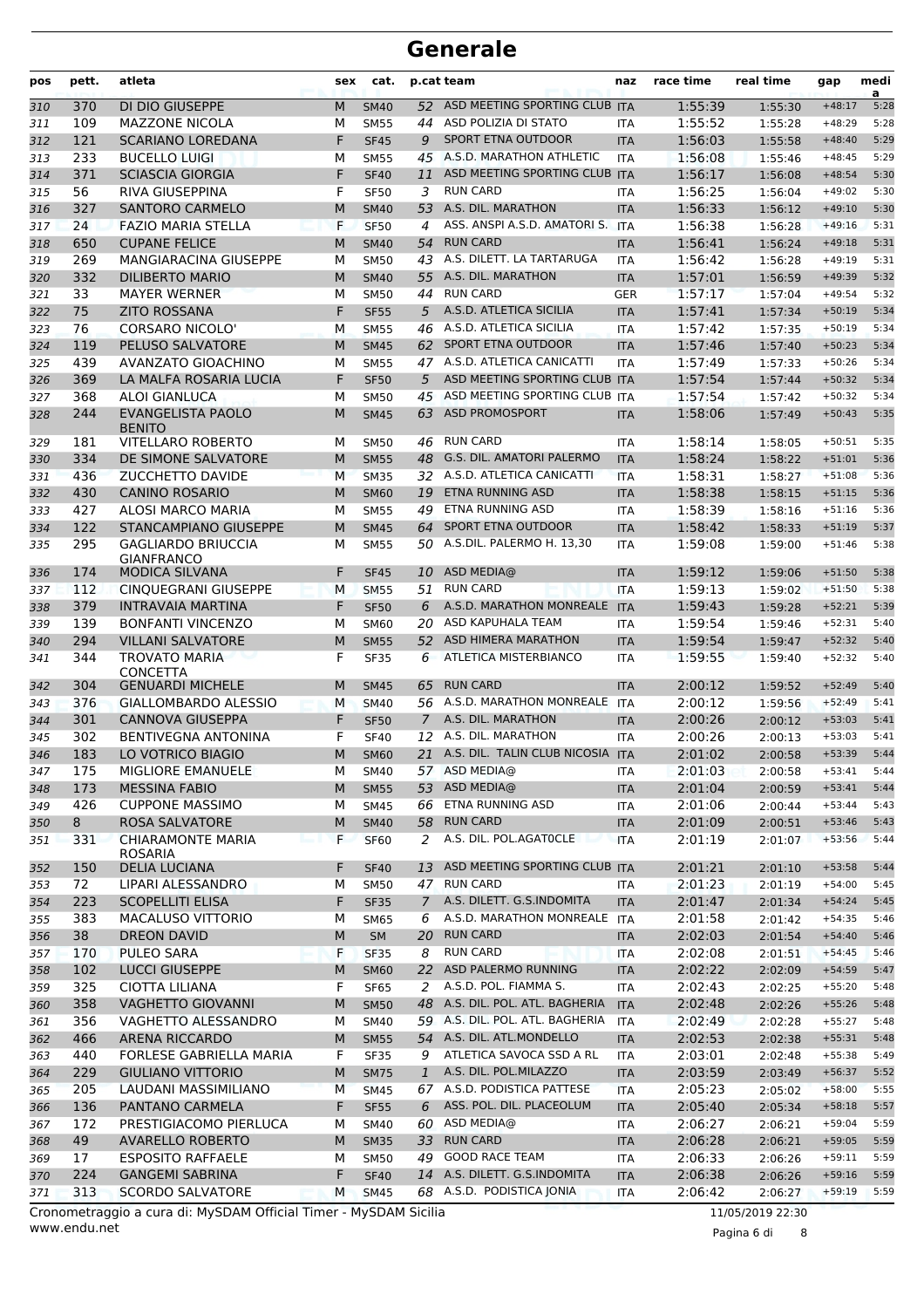# Generale

| pos | pett. | atleta | sex | cat. | p.cat | team | naz | race time | real time | gap | media |
|---|---|---|---|---|---|---|---|---|---|---|---|
| 310 | 370 | DI DIO GIUSEPPE | M | SM40 | 52 | ASD MEETING SPORTING CLUB | ITA | 1:55:39 | 1:55:30 | +48:17 | 5:28 |
| 311 | 109 | MAZZONE NICOLA | M | SM55 | 44 | ASD POLIZIA DI STATO | ITA | 1:55:52 | 1:55:28 | +48:29 | 5:28 |
| 312 | 121 | SCARIANO LOREDANA | F | SF45 | 9 | SPORT ETNA OUTDOOR | ITA | 1:56:03 | 1:55:58 | +48:40 | 5:29 |
| 313 | 233 | BUCELLO LUIGI | M | SM55 | 45 | A.S.D. MARATHON ATHLETIC | ITA | 1:56:08 | 1:55:46 | +48:45 | 5:29 |
| 314 | 371 | SCIASCIA GIORGIA | F | SF40 | 11 | ASD MEETING SPORTING CLUB | ITA | 1:56:17 | 1:56:08 | +48:54 | 5:30 |
| 315 | 56 | RIVA GIUSEPPINA | F | SF50 | 3 | RUN CARD | ITA | 1:56:25 | 1:56:04 | +49:02 | 5:30 |
| 316 | 327 | SANTORO CARMELO | M | SM40 | 53 | A.S. DIL. MARATHON | ITA | 1:56:33 | 1:56:12 | +49:10 | 5:30 |
| 317 | 24 | FAZIO MARIA STELLA | F | SF50 | 4 | ASS. ANSPI A.S.D. AMATORI S. | ITA | 1:56:38 | 1:56:28 | +49:16 | 5:31 |
| 318 | 650 | CUPANE FELICE | M | SM40 | 54 | RUN CARD | ITA | 1:56:41 | 1:56:24 | +49:18 | 5:31 |
| 319 | 269 | MANGIARACINA GIUSEPPE | M | SM50 | 43 | A.S.D. DILETT. LA TARTARUGA | ITA | 1:56:42 | 1:56:28 | +49:19 | 5:31 |
| 320 | 332 | DILIBERTO MARIO | M | SM40 | 55 | A.S. DIL. MARATHON | ITA | 1:57:01 | 1:56:59 | +49:39 | 5:32 |
| 321 | 33 | MAYER WERNER | M | SM50 | 44 | RUN CARD | GER | 1:57:17 | 1:57:04 | +49:54 | 5:32 |
| 322 | 75 | ZITO ROSSANA | F | SF55 | 5 | A.S.D. ATLETICA SICILIA | ITA | 1:57:41 | 1:57:34 | +50:19 | 5:34 |
| 323 | 76 | CORSARO NICOLO' | M | SM55 | 46 | A.S.D. ATLETICA SICILIA | ITA | 1:57:42 | 1:57:35 | +50:19 | 5:34 |
| 324 | 119 | PELUSO SALVATORE | M | SM45 | 62 | SPORT ETNA OUTDOOR | ITA | 1:57:46 | 1:57:40 | +50:23 | 5:34 |
| 325 | 439 | AVANZATO GIOACHINO | M | SM55 | 47 | A.S.D. ATLETICA CANICATTI | ITA | 1:57:49 | 1:57:33 | +50:26 | 5:34 |
| 326 | 369 | LA MALFA ROSARIA LUCIA | F | SF50 | 5 | ASD MEETING SPORTING CLUB | ITA | 1:57:54 | 1:57:44 | +50:32 | 5:34 |
| 327 | 368 | ALOI GIANLUCA | M | SM50 | 45 | ASD MEETING SPORTING CLUB | ITA | 1:57:54 | 1:57:42 | +50:32 | 5:34 |
| 328 | 244 | EVANGELISTA PAOLO BENITO | M | SM45 | 63 | ASD PROMOSPORT | ITA | 1:58:06 | 1:57:49 | +50:43 | 5:35 |
| 329 | 181 | VITELLARO ROBERTO | M | SM50 | 46 | RUN CARD | ITA | 1:58:14 | 1:58:05 | +50:51 | 5:35 |
| 330 | 334 | DE SIMONE SALVATORE | M | SM55 | 48 | G.S. DIL. AMATORI PALERMO | ITA | 1:58:24 | 1:58:22 | +51:01 | 5:36 |
| 331 | 436 | ZUCCHETTO DAVIDE | M | SM35 | 32 | A.S.D. ATLETICA CANICATTI | ITA | 1:58:31 | 1:58:27 | +51:08 | 5:36 |
| 332 | 430 | CANINO ROSARIO | M | SM60 | 19 | ETNA RUNNING ASD | ITA | 1:58:38 | 1:58:15 | +51:15 | 5:36 |
| 333 | 427 | ALOSI MARCO MARIA | M | SM55 | 49 | ETNA RUNNING ASD | ITA | 1:58:39 | 1:58:16 | +51:16 | 5:36 |
| 334 | 122 | STANCAMPIANO GIUSEPPE | M | SM45 | 64 | SPORT ETNA OUTDOOR | ITA | 1:58:42 | 1:58:33 | +51:19 | 5:37 |
| 335 | 295 | GAGLIARDO BRIUCCIA GIANFRANCO | M | SM55 | 50 | A.S.DIL. PALERMO H. 13,30 | ITA | 1:59:08 | 1:59:00 | +51:46 | 5:38 |
| 336 | 174 | MODICA SILVANA | F | SF45 | 10 | ASD MEDIA@ | ITA | 1:59:12 | 1:59:06 | +51:50 | 5:38 |
| 337 | 112 | CINQUEGRANI GIUSEPPE | M | SM55 | 51 | RUN CARD | ITA | 1:59:13 | 1:59:02 | +51:50 | 5:38 |
| 338 | 379 | INTRAVAIA MARTINA | F | SF50 | 6 | A.S.D. MARATHON MONREALE | ITA | 1:59:43 | 1:59:28 | +52:21 | 5:39 |
| 339 | 139 | BONFANTI VINCENZO | M | SM60 | 20 | ASD KAPUHALA TEAM | ITA | 1:59:54 | 1:59:46 | +52:31 | 5:40 |
| 340 | 294 | VILLANI SALVATORE | M | SM55 | 52 | ASD HIMERA MARATHON | ITA | 1:59:54 | 1:59:47 | +52:32 | 5:40 |
| 341 | 344 | TROVATO MARIA CONCETTA | F | SF35 | 6 | ATLETICA MISTERBIANCO | ITA | 1:59:55 | 1:59:40 | +52:32 | 5:40 |
| 342 | 304 | GENUARDI MICHELE | M | SM45 | 65 | RUN CARD | ITA | 2:00:12 | 1:59:52 | +52:49 | 5:40 |
| 343 | 376 | GIALLOMBARDO ALESSIO | M | SM40 | 56 | A.S.D. MARATHON MONREALE | ITA | 2:00:12 | 1:59:56 | +52:49 | 5:41 |
| 344 | 301 | CANNOVA GIUSEPPA | F | SF50 | 7 | A.S. DIL. MARATHON | ITA | 2:00:26 | 2:00:12 | +53:03 | 5:41 |
| 345 | 302 | BENTIVEGNA ANTONINA | F | SF40 | 12 | A.S. DIL. MARATHON | ITA | 2:00:26 | 2:00:13 | +53:03 | 5:41 |
| 346 | 183 | LO VOTRICO BIAGIO | M | SM60 | 21 | A.S. DIL. TALIN CLUB NICOSIA | ITA | 2:01:02 | 2:00:58 | +53:39 | 5:44 |
| 347 | 175 | MIGLIORE EMANUELE | M | SM40 | 57 | ASD MEDIA@ | ITA | 2:01:03 | 2:00:58 | +53:41 | 5:44 |
| 348 | 173 | MESSINA FABIO | M | SM55 | 53 | ASD MEDIA@ | ITA | 2:01:04 | 2:00:59 | +53:41 | 5:44 |
| 349 | 426 | CUPPONE MASSIMO | M | SM45 | 66 | ETNA RUNNING ASD | ITA | 2:01:06 | 2:00:44 | +53:44 | 5:43 |
| 350 | 8 | ROSA SALVATORE | M | SM40 | 58 | RUN CARD | ITA | 2:01:09 | 2:00:51 | +53:46 | 5:43 |
| 351 | 331 | CHIARAMONTE MARIA ROSARIA | F | SF60 | 2 | A.S. DIL. POL.AGAT0CLE | ITA | 2:01:19 | 2:01:07 | +53:56 | 5:44 |
| 352 | 150 | DELIA LUCIANA | F | SF40 | 13 | ASD MEETING SPORTING CLUB | ITA | 2:01:21 | 2:01:10 | +53:58 | 5:44 |
| 353 | 72 | LIPARI ALESSANDRO | M | SM50 | 47 | RUN CARD | ITA | 2:01:23 | 2:01:19 | +54:00 | 5:45 |
| 354 | 223 | SCOPELLITI ELISA | F | SF35 | 7 | A.S. DILETT. G.S.INDOMITA | ITA | 2:01:47 | 2:01:34 | +54:24 | 5:45 |
| 355 | 383 | MACALUSO VITTORIO | M | SM65 | 6 | A.S.D. MARATHON MONREALE | ITA | 2:01:58 | 2:01:42 | +54:35 | 5:46 |
| 356 | 38 | DREON DAVID | M | SM | 20 | RUN CARD | ITA | 2:02:03 | 2:01:54 | +54:40 | 5:46 |
| 357 | 170 | PULEO SARA | F | SF35 | 8 | RUN CARD | ITA | 2:02:08 | 2:01:51 | +54:45 | 5:46 |
| 358 | 102 | LUCCI GIUSEPPE | M | SM60 | 22 | ASD PALERMO RUNNING | ITA | 2:02:22 | 2:02:09 | +54:59 | 5:47 |
| 359 | 325 | CIOTTA LILIANA | F | SF65 | 2 | A.S.D. POL. FIAMMA S. | ITA | 2:02:43 | 2:02:25 | +55:20 | 5:48 |
| 360 | 358 | VAGHETTO GIOVANNI | M | SM50 | 48 | A.S. DIL. POL. ATL. BAGHERIA | ITA | 2:02:48 | 2:02:26 | +55:26 | 5:48 |
| 361 | 356 | VAGHETTO ALESSANDRO | M | SM40 | 59 | A.S. DIL. POL. ATL. BAGHERIA | ITA | 2:02:49 | 2:02:28 | +55:27 | 5:48 |
| 362 | 466 | ARENA RICCARDO | M | SM55 | 54 | A.S. DIL. ATL.MONDELLO | ITA | 2:02:53 | 2:02:38 | +55:31 | 5:48 |
| 363 | 440 | FORLESE GABRIELLA MARIA | F | SF35 | 9 | ATLETICA SAVOCA SSD A RL | ITA | 2:03:01 | 2:02:48 | +55:38 | 5:49 |
| 364 | 229 | GIULIANO VITTORIO | M | SM75 | 1 | A.S. DIL. POL.MILAZZO | ITA | 2:03:59 | 2:03:49 | +56:37 | 5:52 |
| 365 | 205 | LAUDANI MASSIMILIANO | M | SM45 | 67 | A.S.D. PODISTICA PATTESE | ITA | 2:05:23 | 2:05:02 | +58:00 | 5:55 |
| 366 | 136 | PANTANO CARMELA | F | SF55 | 6 | ASS. POL. DIL. PLACEOLUM | ITA | 2:05:40 | 2:05:34 | +58:18 | 5:57 |
| 367 | 172 | PRESTIGIACOMO PIERLUCA | M | SM40 | 60 | ASD MEDIA@ | ITA | 2:06:27 | 2:06:21 | +59:04 | 5:59 |
| 368 | 49 | AVARELLO ROBERTO | M | SM35 | 33 | RUN CARD | ITA | 2:06:28 | 2:06:21 | +59:05 | 5:59 |
| 369 | 17 | ESPOSITO RAFFAELE | M | SM50 | 49 | GOOD RACE TEAM | ITA | 2:06:33 | 2:06:26 | +59:11 | 5:59 |
| 370 | 224 | GANGEMI SABRINA | F | SF40 | 14 | A.S. DILETT. G.S.INDOMITA | ITA | 2:06:38 | 2:06:26 | +59:16 | 5:59 |
| 371 | 313 | SCORDO SALVATORE | M | SM45 | 68 | A.S.D. PODISTICA JONIA | ITA | 2:06:42 | 2:06:27 | +59:19 | 5:59 |

Cronometraggio a cura di: MySDAM Official Timer - MySDAM Sicilia 11/05/2019 22:30

www.endu.net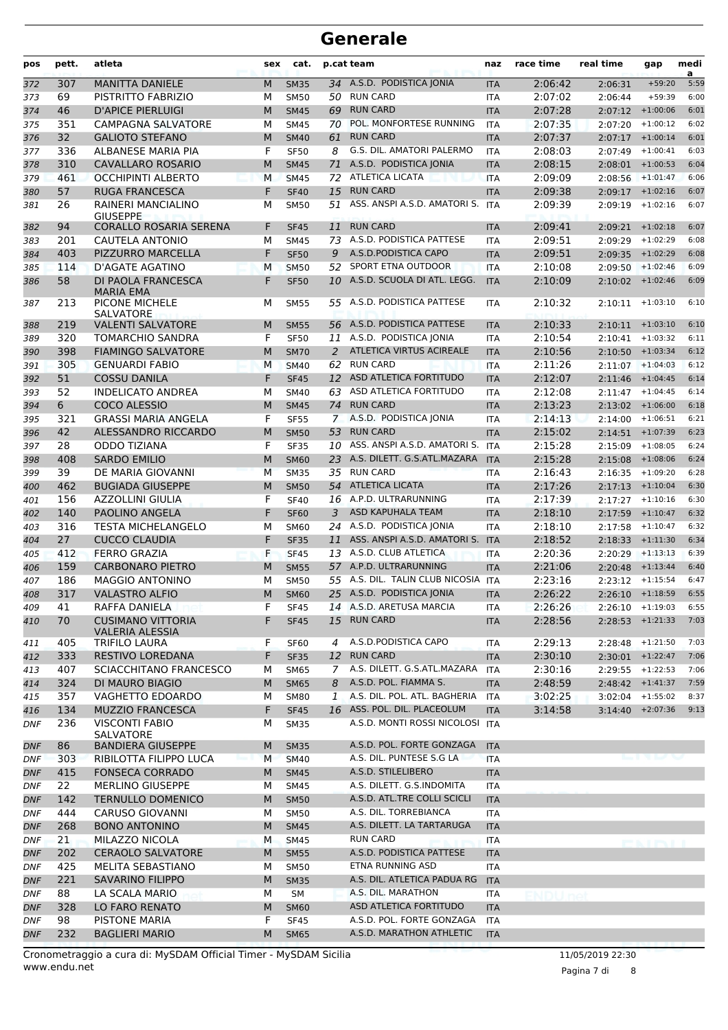# Generale

| pos | pett. | atleta | sex | cat. | p.cat | team | naz | race time | real time | gap | media |
|---|---|---|---|---|---|---|---|---|---|---|---|
| 372 | 307 | MANITTA DANIELE | M | SM35 | 34 | A.S.D. PODISTICA JONIA | ITA | 2:06:42 | 2:06:31 | +59:20 | 5:59 |
| 373 | 69 | PISTRITTO FABRIZIO | M | SM50 | 50 | RUN CARD | ITA | 2:07:02 | 2:06:44 | +59:39 | 6:00 |
| 374 | 46 | D'APICE PIERLUIGI | M | SM45 | 69 | RUN CARD | ITA | 2:07:28 | 2:07:12 | +1:00:06 | 6:01 |
| 375 | 351 | CAMPAGNA SALVATORE | M | SM45 | 70 | POL. MONFORTESE RUNNING | ITA | 2:07:35 | 2:07:20 | +1:00:12 | 6:02 |
| 376 | 32 | GALIOTO STEFANO | M | SM40 | 61 | RUN CARD | ITA | 2:07:37 | 2:07:17 | +1:00:14 | 6:01 |
| 377 | 336 | ALBANESE MARIA PIA | F | SF50 | 8 | G.S. DIL. AMATORI PALERMO | ITA | 2:08:03 | 2:07:49 | +1:00:41 | 6:03 |
| 378 | 310 | CAVALLARO ROSARIO | M | SM45 | 71 | A.S.D. PODISTICA JONIA | ITA | 2:08:15 | 2:08:01 | +1:00:53 | 6:04 |
| 379 | 461 | OCCHIPINTI ALBERTO | M | SM45 | 72 | ATLETICA LICATA | ITA | 2:09:09 | 2:08:56 | +1:01:47 | 6:06 |
| 380 | 57 | RUGA FRANCESCA | F | SF40 | 15 | RUN CARD | ITA | 2:09:38 | 2:09:17 | +1:02:16 | 6:07 |
| 381 | 26 | RAINERI MANCIALINO GIUSEPPE | M | SM50 | 51 | ASS. ANSPI A.S.D. AMATORI S. | ITA | 2:09:39 | 2:09:19 | +1:02:16 | 6:07 |
| 382 | 94 | CORALLO ROSARIA SERENA | F | SF45 | 11 | RUN CARD | ITA | 2:09:41 | 2:09:21 | +1:02:18 | 6:07 |
| 383 | 201 | CAUTELA ANTONIO | M | SM45 | 73 | A.S.D. PODISTICA PATTESE | ITA | 2:09:51 | 2:09:29 | +1:02:29 | 6:08 |
| 384 | 403 | PIZZURRO MARCELLA | F | SF50 | 9 | A.S.D.PODISTICA CAPO | ITA | 2:09:51 | 2:09:35 | +1:02:29 | 6:08 |
| 385 | 114 | D'AGATE AGATINO | M | SM50 | 52 | SPORT ETNA OUTDOOR | ITA | 2:10:08 | 2:09:50 | +1:02:46 | 6:09 |
| 386 | 58 | DI PAOLA FRANCESCA MARIA EMA | F | SF50 | 10 | A.S.D. SCUOLA DI ATL. LEGG. | ITA | 2:10:09 | 2:10:02 | +1:02:46 | 6:09 |
| 387 | 213 | PICONE MICHELE SALVATORE | M | SM55 | 55 | A.S.D. PODISTICA PATTESE | ITA | 2:10:32 | 2:10:11 | +1:03:10 | 6:10 |
| 388 | 219 | VALENTI SALVATORE | M | SM55 | 56 | A.S.D. PODISTICA PATTESE | ITA | 2:10:33 | 2:10:11 | +1:03:10 | 6:10 |
| 389 | 320 | TOMARCHIO SANDRA | F | SF50 | 11 | A.S.D. PODISTICA JONIA | ITA | 2:10:54 | 2:10:41 | +1:03:32 | 6:11 |
| 390 | 398 | FIAMINGO SALVATORE | M | SM70 | 2 | ATLETICA VIRTUS ACIREALE | ITA | 2:10:56 | 2:10:50 | +1:03:34 | 6:12 |
| 391 | 305 | GENUARDI FABIO | M | SM40 | 62 | RUN CARD | ITA | 2:11:26 | 2:11:07 | +1:04:03 | 6:12 |
| 392 | 51 | COSSU DANILA | F | SF45 | 12 | ASD ATLETICA FORTITUDO | ITA | 2:12:07 | 2:11:46 | +1:04:45 | 6:14 |
| 393 | 52 | INDELICATO ANDREA | M | SM40 | 63 | ASD ATLETICA FORTITUDO | ITA | 2:12:08 | 2:11:47 | +1:04:45 | 6:14 |
| 394 | 6 | COCO ALESSIO | M | SM45 | 74 | RUN CARD | ITA | 2:13:23 | 2:13:02 | +1:06:00 | 6:18 |
| 395 | 321 | GRASSI MARIA ANGELA | F | SF55 | 7 | A.S.D. PODISTICA JONIA | ITA | 2:14:13 | 2:14:00 | +1:06:51 | 6:21 |
| 396 | 42 | ALESSANDRO RICCARDO | M | SM50 | 53 | RUN CARD | ITA | 2:15:02 | 2:14:51 | +1:07:39 | 6:23 |
| 397 | 28 | ODDO TIZIANA | F | SF35 | 10 | ASS. ANSPI A.S.D. AMATORI S. | ITA | 2:15:28 | 2:15:09 | +1:08:05 | 6:24 |
| 398 | 408 | SARDO EMILIO | M | SM60 | 23 | A.S. DILETT. G.S.ATL.MAZARA | ITA | 2:15:28 | 2:15:08 | +1:08:06 | 6:24 |
| 399 | 39 | DE MARIA GIOVANNI | M | SM35 | 35 | RUN CARD | ITA | 2:16:43 | 2:16:35 | +1:09:20 | 6:28 |
| 400 | 462 | BUGIADA GIUSEPPE | M | SM50 | 54 | ATLETICA LICATA | ITA | 2:17:26 | 2:17:13 | +1:10:04 | 6:30 |
| 401 | 156 | AZZOLLINI GIULIA | F | SF40 | 16 | A.P.D. ULTRARUNNING | ITA | 2:17:39 | 2:17:27 | +1:10:16 | 6:30 |
| 402 | 140 | PAOLINO ANGELA | F | SF60 | 3 | ASD KAPUHALA TEAM | ITA | 2:18:10 | 2:17:59 | +1:10:47 | 6:32 |
| 403 | 316 | TESTA MICHELANGELO | M | SM60 | 24 | A.S.D. PODISTICA JONIA | ITA | 2:18:10 | 2:17:58 | +1:10:47 | 6:32 |
| 404 | 27 | CUCCO CLAUDIA | F | SF35 | 11 | ASS. ANSPI A.S.D. AMATORI S. | ITA | 2:18:52 | 2:18:33 | +1:11:30 | 6:34 |
| 405 | 412 | FERRO GRAZIA | F | SF45 | 13 | A.S.D. CLUB ATLETICA | ITA | 2:20:36 | 2:20:29 | +1:13:13 | 6:39 |
| 406 | 159 | CARBONARO PIETRO | M | SM55 | 57 | A.P.D. ULTRARUNNING | ITA | 2:21:06 | 2:20:48 | +1:13:44 | 6:40 |
| 407 | 186 | MAGGIO ANTONINO | M | SM50 | 55 | A.S. DIL. TALIN CLUB NICOSIA | ITA | 2:23:16 | 2:23:12 | +1:15:54 | 6:47 |
| 408 | 317 | VALASTRO ALFIO | M | SM60 | 25 | A.S.D. PODISTICA JONIA | ITA | 2:26:22 | 2:26:10 | +1:18:59 | 6:55 |
| 409 | 41 | RAFFA DANIELA | F | SF45 | 14 | A.S.D. ARETUSA MARCIA | ITA | 2:26:26 | 2:26:10 | +1:19:03 | 6:55 |
| 410 | 70 | CUSIMANO VITTORIA VALERIA ALESSIA | F | SF45 | 15 | RUN CARD | ITA | 2:28:56 | 2:28:53 | +1:21:33 | 7:03 |
| 411 | 405 | TRIFILO LAURA | F | SF60 | 4 | A.S.D.PODISTICA CAPO | ITA | 2:29:13 | 2:28:48 | +1:21:50 | 7:03 |
| 412 | 333 | RESTIVO LOREDANA | F | SF35 | 12 | RUN CARD | ITA | 2:30:10 | 2:30:01 | +1:22:47 | 7:06 |
| 413 | 407 | SCIACCHITANO FRANCESCO | M | SM65 | 7 | A.S. DILETT. G.S.ATL.MAZARA | ITA | 2:30:16 | 2:29:55 | +1:22:53 | 7:06 |
| 414 | 324 | DI MAURO BIAGIO | M | SM65 | 8 | A.S.D. POL. FIAMMA S. | ITA | 2:48:59 | 2:48:42 | +1:41:37 | 7:59 |
| 415 | 357 | VAGHETTO EDOARDO | M | SM80 | 1 | A.S. DIL. POL. ATL. BAGHERIA | ITA | 3:02:25 | 3:02:04 | +1:55:02 | 8:37 |
| 416 | 134 | MUZZIO FRANCESCA | F | SF45 | 16 | ASS. POL. DIL. PLACEOLUM | ITA | 3:14:58 | 3:14:40 | +2:07:36 | 9:13 |
| DNF | 236 | VISCONTI FABIO SALVATORE | M | SM35 | | A.S.D. MONTI ROSSI NICOLOSI | ITA | | | | |
| DNF | 86 | BANDIERA GIUSEPPE | M | SM35 | | A.S.D. POL. FORTE GONZAGA | ITA | | | | |
| DNF | 303 | RIBILOTTA FILIPPO LUCA | M | SM40 | | A.S. DIL. PUNTESE S.G LA | ITA | | | | |
| DNF | 415 | FONSECA CORRADO | M | SM45 | | A.S.D. STILELIBERO | ITA | | | | |
| DNF | 22 | MERLINO GIUSEPPE | M | SM45 | | A.S. DILETT. G.S.INDOMITA | ITA | | | | |
| DNF | 142 | TERNULLO DOMENICO | M | SM50 | | A.S.D. ATL.TRE COLLI SCICLI | ITA | | | | |
| DNF | 444 | CARUSO GIOVANNI | M | SM50 | | A.S. DIL. TORREBIANCA | ITA | | | | |
| DNF | 268 | BONO ANTONINO | M | SM45 | | A.S. DILETT. LA TARTARUGA | ITA | | | | |
| DNF | 21 | MILAZZO NICOLA | M | SM45 | | RUN CARD | ITA | | | | |
| DNF | 202 | CERAOLO SALVATORE | M | SM55 | | A.S.D. PODISTICA PATTESE | ITA | | | | |
| DNF | 425 | MELITA SEBASTIANO | M | SM50 | | ETNA RUNNING ASD | ITA | | | | |
| DNF | 221 | SAVARINO FILIPPO | M | SM35 | | A.S. DIL. ATLETICA PADUA RG | ITA | | | | |
| DNF | 88 | LA SCALA MARIO | M | SM | | A.S. DIL. MARATHON | ITA | | | | |
| DNF | 328 | LO FARO RENATO | M | SM60 | | ASD ATLETICA FORTITUDO | ITA | | | | |
| DNF | 98 | PISTONE MARIA | F | SF45 | | A.S.D. POL. FORTE GONZAGA | ITA | | | | |
| DNF | 232 | BAGLIERI MARIO | M | SM65 | | A.S.D. MARATHON ATHLETIC | ITA | | | | |

Cronometraggio a cura di: MySDAM Official Timer - MySDAM Sicilia
www.endu.net
11/05/2019 22:30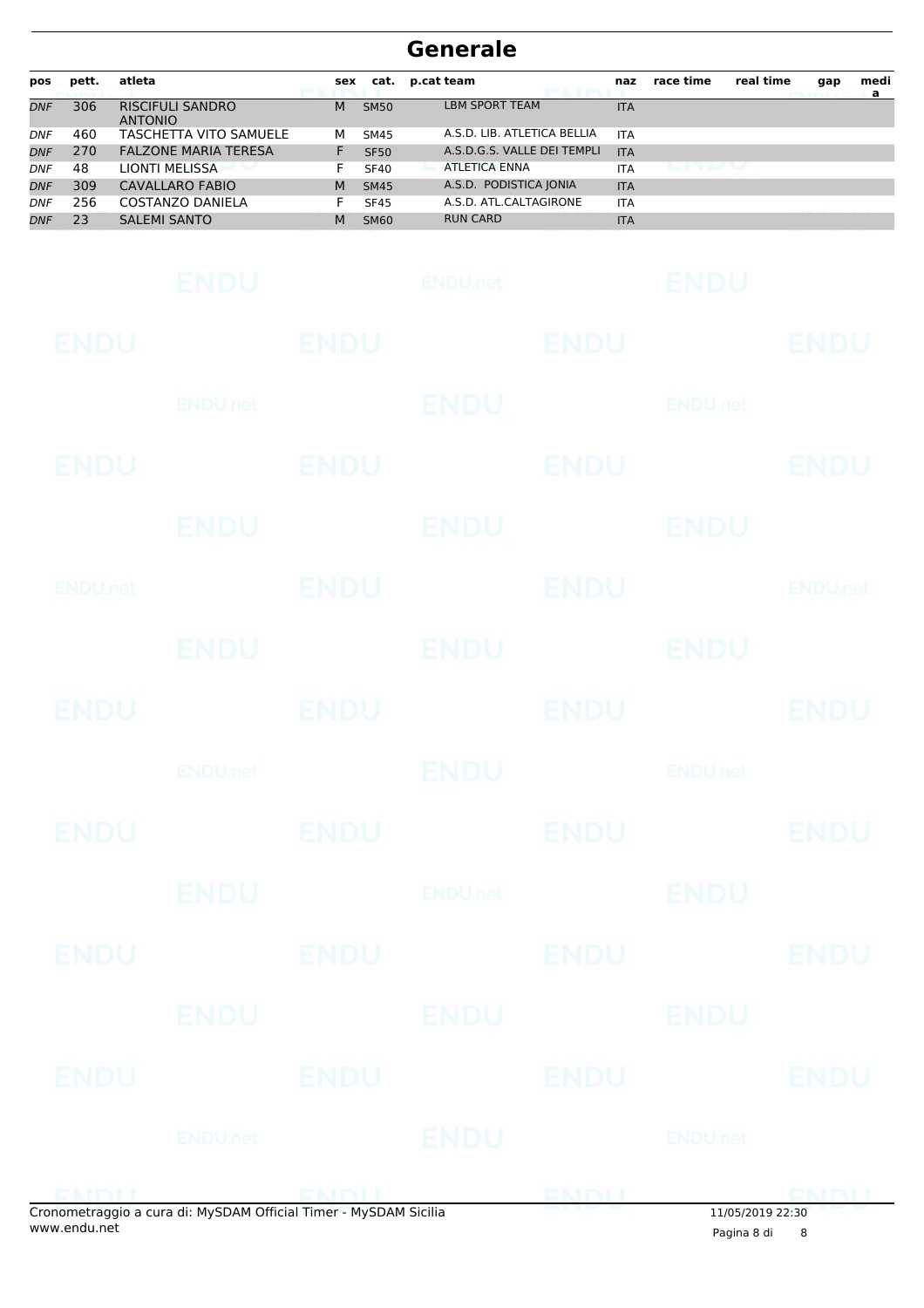# Generale

| pos | pett. | atleta | sex | cat. | p.cat | team | naz | race time | real time | gap | media |
|---|---|---|---|---|---|---|---|---|---|---|---|
| DNF | 306 | RISCIFULI SANDRO ANTONIO | M | SM50 | | LBM SPORT TEAM | ITA | | | | |
| DNF | 460 | TASCHETTA VITO SAMUELE | M | SM45 | | A.S.D. LIB. ATLETICA BELLIA | ITA | | | | |
| DNF | 270 | FALZONE MARIA TERESA | F | SF50 | | A.S.D.G.S. VALLE DEI TEMPLI | ITA | | | | |
| DNF | 48 | LIONTI MELISSA | F | SF40 | | ATLETICA ENNA | ITA | | | | |
| DNF | 309 | CAVALLARO FABIO | M | SM45 | | A.S.D. PODISTICA JONIA | ITA | | | | |
| DNF | 256 | COSTANZO DANIELA | F | SF45 | | A.S.D. ATL.CALTAGIRONE | ITA | | | | |
| DNF | 23 | SALEMI SANTO | M | SM60 | | RUN CARD | ITA | | | | |

Cronometraggio a cura di: MySDAM Official Timer - MySDAM Sicilia
www.endu.net

11/05/2019 22:30